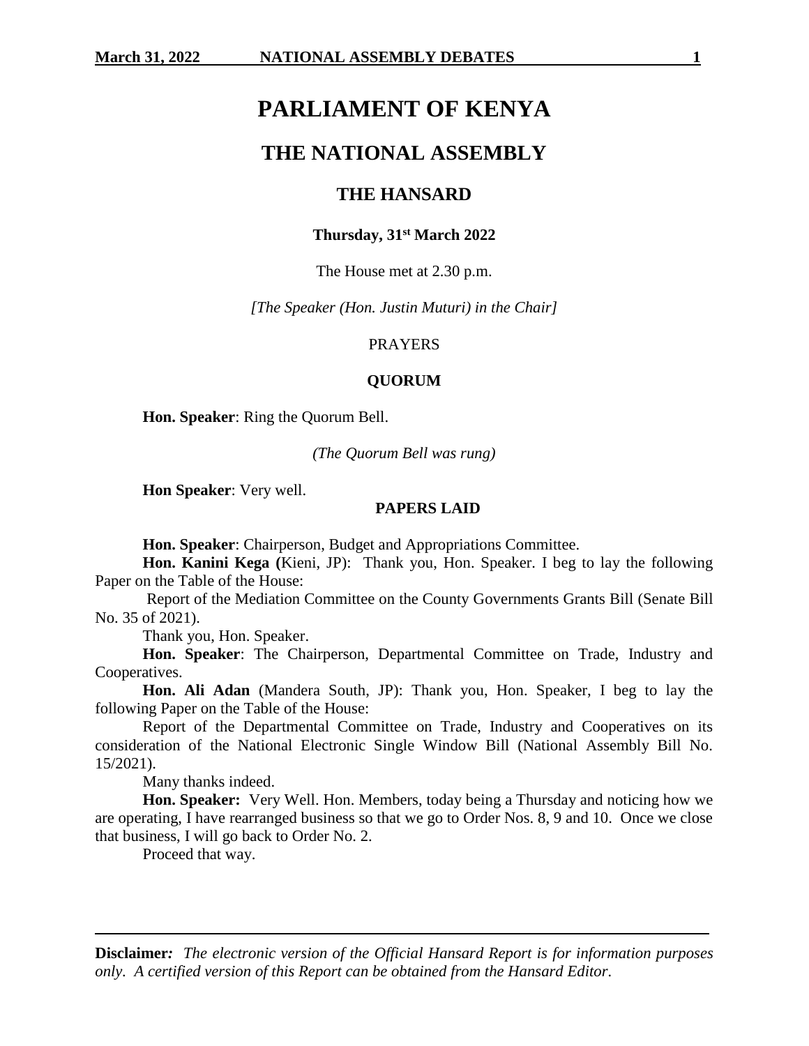# PARLIAMENT OF KENYA

## THE NATIONAL ASSEMBLY

### THE HANSARD

**Thursday, 31st March 2022**

The House met at 2.30 p.m.

*[The Speaker (Hon. Justin Muturi) in the Chair]*

PRAYERS

**QUORUM**

**Hon. Speaker**: Ring the Quorum Bell.

*(The Quorum Bell was rung)*

**Hon Speaker**: Very well.

**PAPERS LAID**

**Hon. Speaker**: Chairperson, Budget and Appropriations Committee.

**Hon. Kanini Kega (**Kieni, JP): Thank you, Hon. Speaker. I beg to lay the following Paper on the Table of the House:

Report of the Mediation Committee on the County Governments Grants Bill (Senate Bill No. 35 of 2021).

Thank you, Hon. Speaker.

**Hon. Speaker**: The Chairperson, Departmental Committee on Trade, Industry and Cooperatives.

**Hon. Ali Adan** (Mandera South, JP): Thank you, Hon. Speaker, I beg to lay the following Paper on the Table of the House:

Report of the Departmental Committee on Trade, Industry and Cooperatives on its consideration of the National Electronic Single Window Bill (National Assembly Bill No. 15/2021).

Many thanks indeed.

**Hon. Speaker:** Very Well. Hon. Members, today being a Thursday and noticing how we are operating, I have rearranged business so that we go to Order Nos. 8, 9 and 10. Once we close that business, I will go back to Order No. 2.

Proceed that way.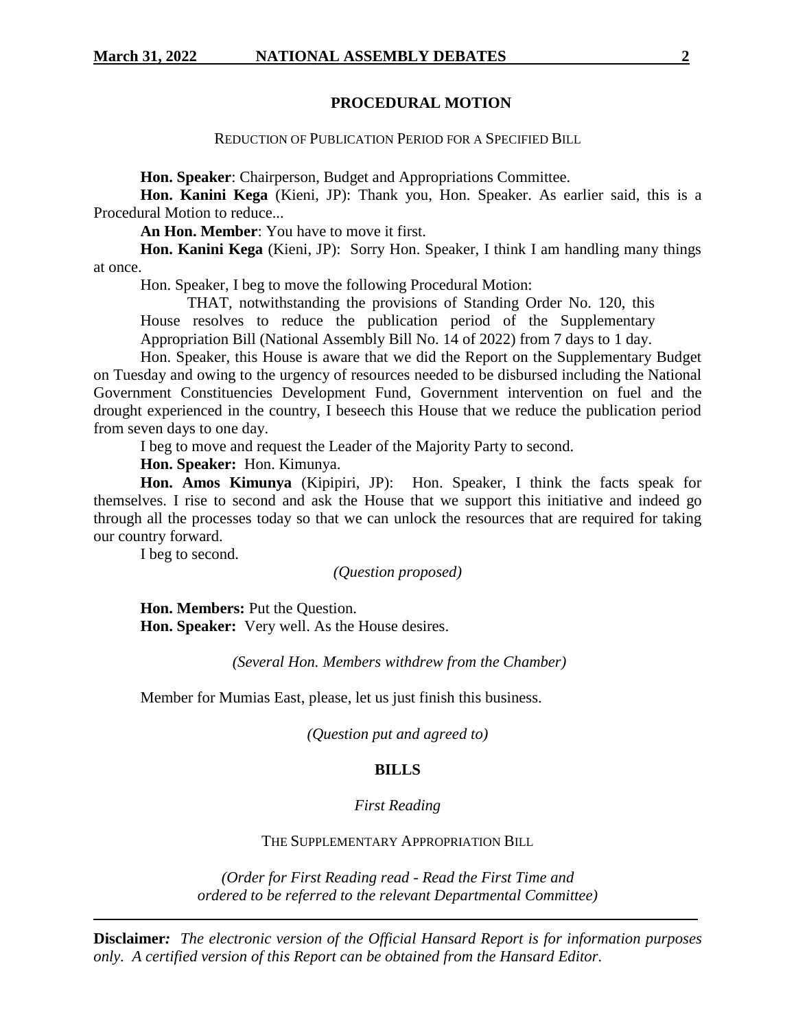## PROCEDURAL MOTION

REDUCTION OF PUBLICATION PERIOD FOR A SPECIFIED BILL

**Hon. Speaker**: Chairperson, Budget and Appropriations Committee.

**Hon. Kanini Kega** (Kieni, JP): Thank you, Hon. Speaker. As earlier said, this is a Procedural Motion to reduce...

**An Hon. Member**: You have to move it first.

**Hon. Kanini Kega** (Kieni, JP): Sorry Hon. Speaker, I think I am handling many things at once.

Hon. Speaker, I beg to move the following Procedural Motion:

> THAT, notwithstanding the provisions of Standing Order No. 120, this House resolves to reduce the publication period of the Supplementary Appropriation Bill (National Assembly Bill No. 14 of 2022) from 7 days to 1 day.

Hon. Speaker, this House is aware that we did the Report on the Supplementary Budget on Tuesday and owing to the urgency of resources needed to be disbursed including the National Government Constituencies Development Fund, Government intervention on fuel and the drought experienced in the country, I beseech this House that we reduce the publication period from seven days to one day.

I beg to move and request the Leader of the Majority Party to second.

**Hon. Speaker:** Hon. Kimunya.

**Hon. Amos Kimunya** (Kipipiri, JP): Hon. Speaker, I think the facts speak for themselves. I rise to second and ask the House that we support this initiative and indeed go through all the processes today so that we can unlock the resources that are required for taking our country forward.

I beg to second.

*(Question proposed)*

**Hon. Members:** Put the Question.

**Hon. Speaker:** Very well. As the House desires.

*(Several Hon. Members withdrew from the Chamber)*

Member for Mumias East, please, let us just finish this business.

*(Question put and agreed to)*

## BILLS

*First Reading*

THE SUPPLEMENTARY APPROPRIATION BILL

*(Order for First Reading read - Read the First Time and ordered to be referred to the relevant Departmental Committee)*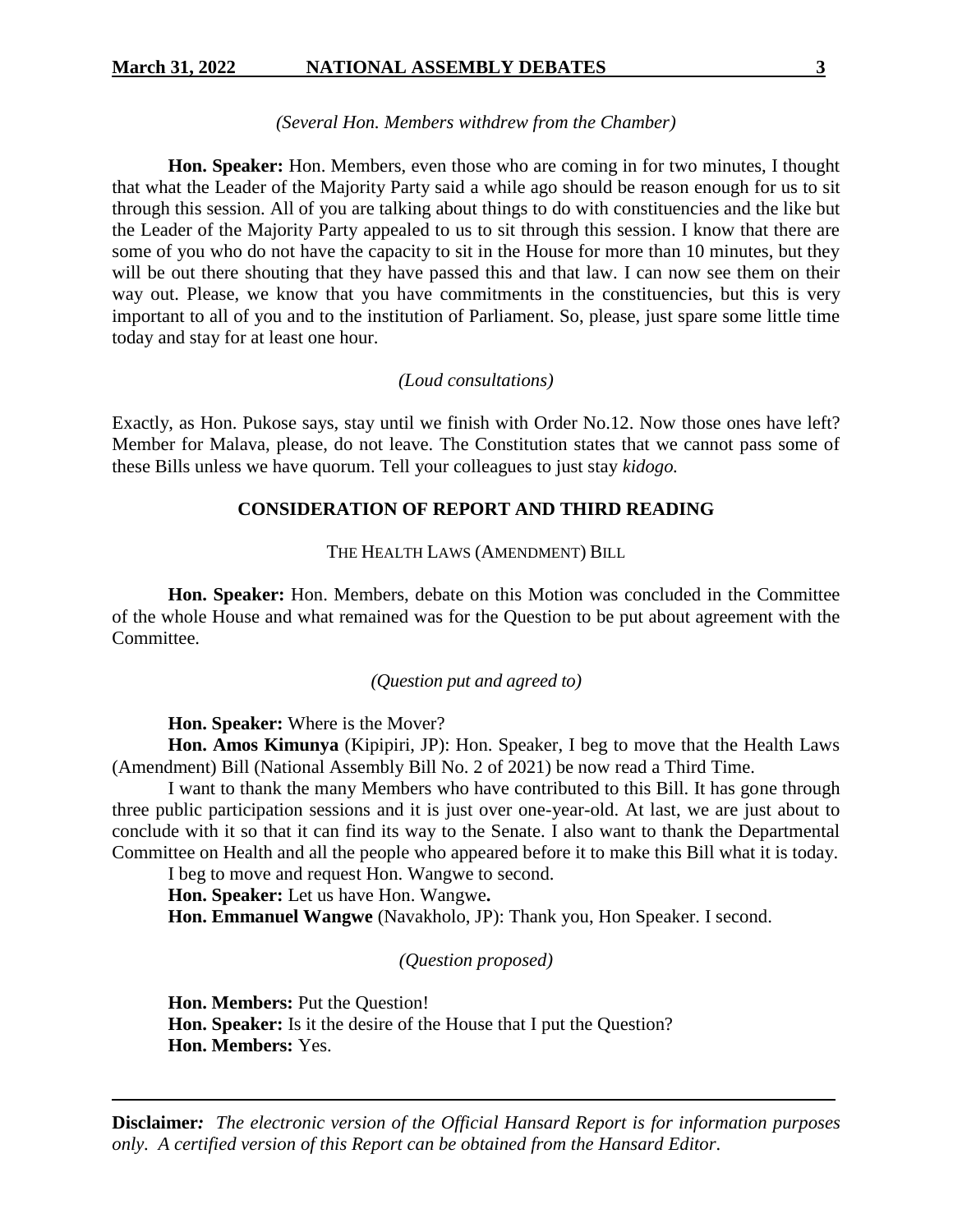*(Several Hon. Members withdrew from the Chamber)*

**Hon. Speaker:** Hon. Members, even those who are coming in for two minutes, I thought that what the Leader of the Majority Party said a while ago should be reason enough for us to sit through this session. All of you are talking about things to do with constituencies and the like but the Leader of the Majority Party appealed to us to sit through this session. I know that there are some of you who do not have the capacity to sit in the House for more than 10 minutes, but they will be out there shouting that they have passed this and that law. I can now see them on their way out. Please, we know that you have commitments in the constituencies, but this is very important to all of you and to the institution of Parliament. So, please, just spare some little time today and stay for at least one hour.

*(Loud consultations)*

Exactly, as Hon. Pukose says, stay until we finish with Order No.12. Now those ones have left? Member for Malava, please, do not leave. The Constitution states that we cannot pass some of these Bills unless we have quorum. Tell your colleagues to just stay *kidogo.*

## CONSIDERATION OF REPORT AND THIRD READING

### THE HEALTH LAWS (AMENDMENT) BILL

**Hon. Speaker:** Hon. Members, debate on this Motion was concluded in the Committee of the whole House and what remained was for the Question to be put about agreement with the Committee.

*(Question put and agreed to)*

**Hon. Speaker:** Where is the Mover?

**Hon. Amos Kimunya** (Kipipiri, JP): Hon. Speaker, I beg to move that the Health Laws (Amendment) Bill (National Assembly Bill No. 2 of 2021) be now read a Third Time.

I want to thank the many Members who have contributed to this Bill. It has gone through three public participation sessions and it is just over one-year-old. At last, we are just about to conclude with it so that it can find its way to the Senate. I also want to thank the Departmental Committee on Health and all the people who appeared before it to make this Bill what it is today.

I beg to move and request Hon. Wangwe to second.

**Hon. Speaker:** Let us have Hon. Wangwe**.**

**Hon. Emmanuel Wangwe** (Navakholo, JP): Thank you, Hon Speaker. I second.

*(Question proposed)*

**Hon. Members:** Put the Question!

**Hon. Speaker:** Is it the desire of the House that I put the Question?

**Hon. Members:** Yes.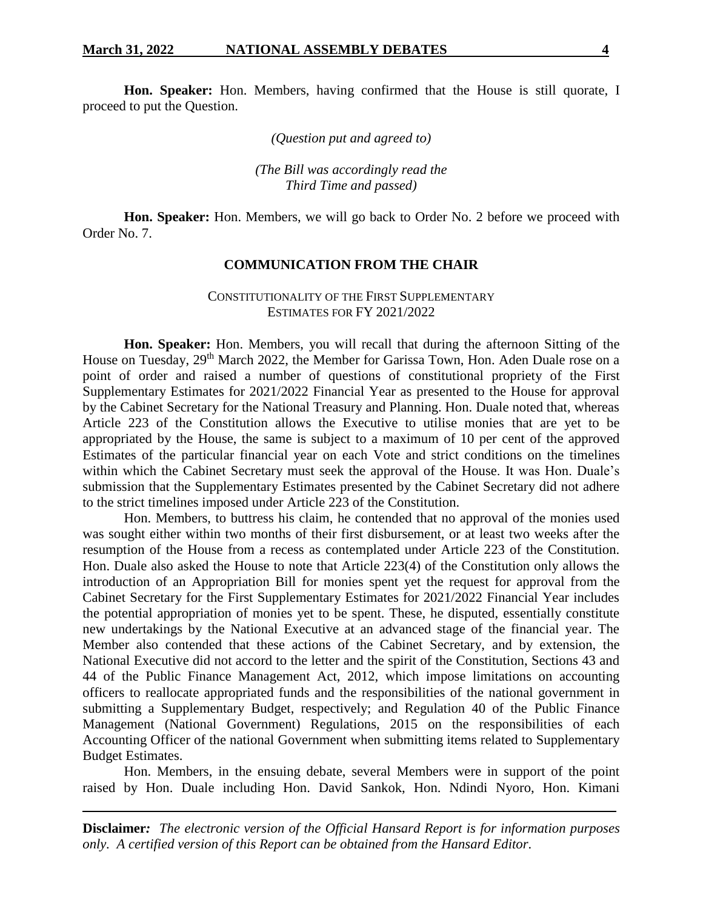**Hon. Speaker:** Hon. Members, having confirmed that the House is still quorate, I proceed to put the Question.

*(Question put and agreed to)*

*(The Bill was accordingly read the Third Time and passed)*

**Hon. Speaker:** Hon. Members, we will go back to Order No. 2 before we proceed with Order No. 7.

## COMMUNICATION FROM THE CHAIR

### CONSTITUTIONALITY OF THE FIRST SUPPLEMENTARY ESTIMATES FOR FY 2021/2022

**Hon. Speaker:** Hon. Members, you will recall that during the afternoon Sitting of the House on Tuesday, 29th March 2022, the Member for Garissa Town, Hon. Aden Duale rose on a point of order and raised a number of questions of constitutional propriety of the First Supplementary Estimates for 2021/2022 Financial Year as presented to the House for approval by the Cabinet Secretary for the National Treasury and Planning. Hon. Duale noted that, whereas Article 223 of the Constitution allows the Executive to utilise monies that are yet to be appropriated by the House, the same is subject to a maximum of 10 per cent of the approved Estimates of the particular financial year on each Vote and strict conditions on the timelines within which the Cabinet Secretary must seek the approval of the House. It was Hon. Duale's submission that the Supplementary Estimates presented by the Cabinet Secretary did not adhere to the strict timelines imposed under Article 223 of the Constitution.

Hon. Members, to buttress his claim, he contended that no approval of the monies used was sought either within two months of their first disbursement, or at least two weeks after the resumption of the House from a recess as contemplated under Article 223 of the Constitution. Hon. Duale also asked the House to note that Article 223(4) of the Constitution only allows the introduction of an Appropriation Bill for monies spent yet the request for approval from the Cabinet Secretary for the First Supplementary Estimates for 2021/2022 Financial Year includes the potential appropriation of monies yet to be spent. These, he disputed, essentially constitute new undertakings by the National Executive at an advanced stage of the financial year. The Member also contended that these actions of the Cabinet Secretary, and by extension, the National Executive did not accord to the letter and the spirit of the Constitution, Sections 43 and 44 of the Public Finance Management Act, 2012, which impose limitations on accounting officers to reallocate appropriated funds and the responsibilities of the national government in submitting a Supplementary Budget, respectively; and Regulation 40 of the Public Finance Management (National Government) Regulations, 2015 on the responsibilities of each Accounting Officer of the national Government when submitting items related to Supplementary Budget Estimates.

Hon. Members, in the ensuing debate, several Members were in support of the point raised by Hon. Duale including Hon. David Sankok, Hon. Ndindi Nyoro, Hon. Kimani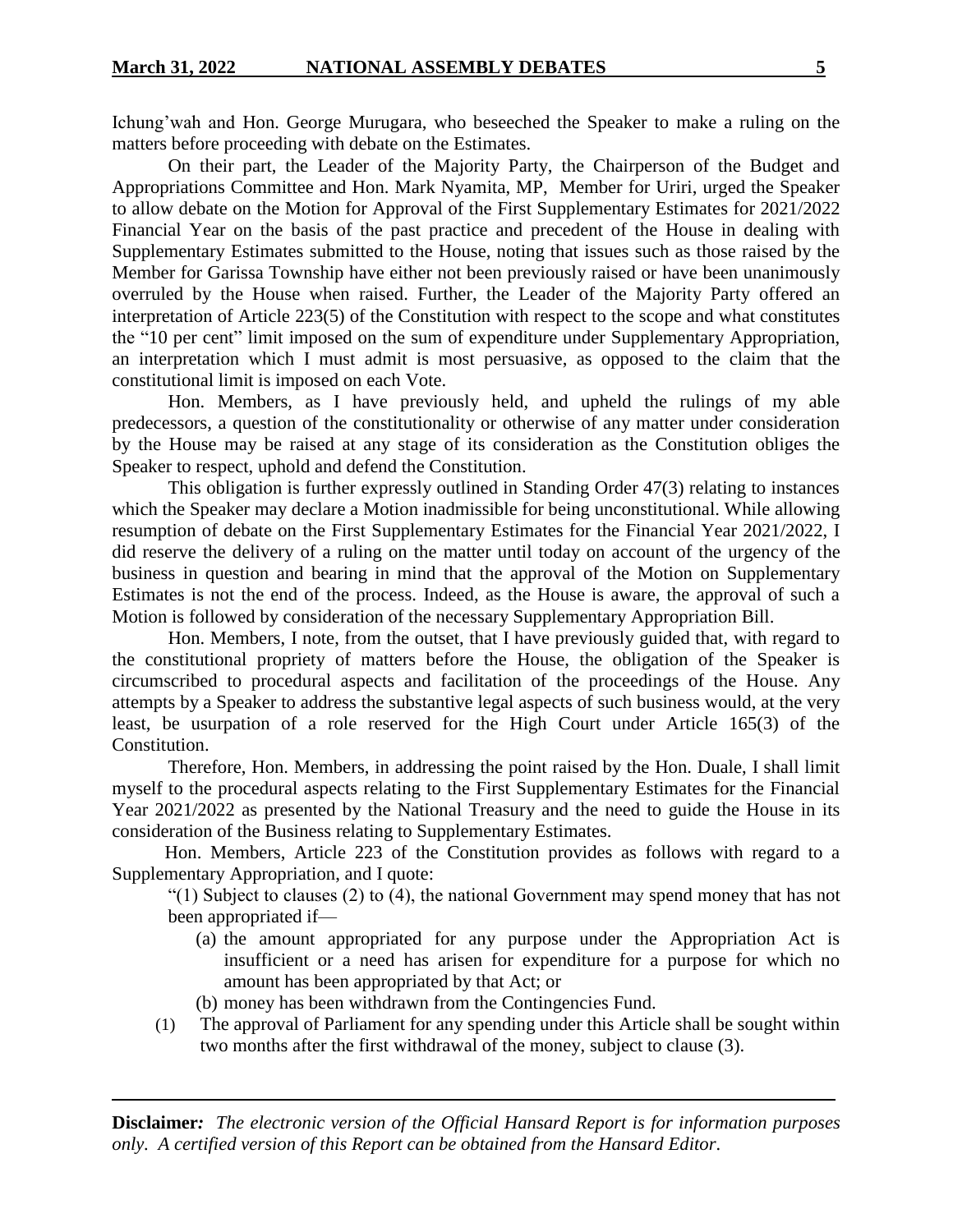Ichung'wah and Hon. George Murugara, who beseeched the Speaker to make a ruling on the matters before proceeding with debate on the Estimates.

On their part, the Leader of the Majority Party, the Chairperson of the Budget and Appropriations Committee and Hon. Mark Nyamita, MP, Member for Uriri, urged the Speaker to allow debate on the Motion for Approval of the First Supplementary Estimates for 2021/2022 Financial Year on the basis of the past practice and precedent of the House in dealing with Supplementary Estimates submitted to the House, noting that issues such as those raised by the Member for Garissa Township have either not been previously raised or have been unanimously overruled by the House when raised. Further, the Leader of the Majority Party offered an interpretation of Article 223(5) of the Constitution with respect to the scope and what constitutes the "10 per cent" limit imposed on the sum of expenditure under Supplementary Appropriation, an interpretation which I must admit is most persuasive, as opposed to the claim that the constitutional limit is imposed on each Vote.

Hon. Members, as I have previously held, and upheld the rulings of my able predecessors, a question of the constitutionality or otherwise of any matter under consideration by the House may be raised at any stage of its consideration as the Constitution obliges the Speaker to respect, uphold and defend the Constitution.

This obligation is further expressly outlined in Standing Order 47(3) relating to instances which the Speaker may declare a Motion inadmissible for being unconstitutional. While allowing resumption of debate on the First Supplementary Estimates for the Financial Year 2021/2022, I did reserve the delivery of a ruling on the matter until today on account of the urgency of the business in question and bearing in mind that the approval of the Motion on Supplementary Estimates is not the end of the process. Indeed, as the House is aware, the approval of such a Motion is followed by consideration of the necessary Supplementary Appropriation Bill.

Hon. Members, I note, from the outset, that I have previously guided that, with regard to the constitutional propriety of matters before the House, the obligation of the Speaker is circumscribed to procedural aspects and facilitation of the proceedings of the House. Any attempts by a Speaker to address the substantive legal aspects of such business would, at the very least, be usurpation of a role reserved for the High Court under Article 165(3) of the Constitution.

Therefore, Hon. Members, in addressing the point raised by the Hon. Duale, I shall limit myself to the procedural aspects relating to the First Supplementary Estimates for the Financial Year 2021/2022 as presented by the National Treasury and the need to guide the House in its consideration of the Business relating to Supplementary Estimates.

Hon. Members, Article 223 of the Constitution provides as follows with regard to a Supplementary Appropriation, and I quote:

"(1) Subject to clauses (2) to (4), the national Government may spend money that has not been appropriated if—

> (a) the amount appropriated for any purpose under the Appropriation Act is insufficient or a need has arisen for expenditure for a purpose for which no amount has been appropriated by that Act; or
>
> (b) money has been withdrawn from the Contingencies Fund.

(1) The approval of Parliament for any spending under this Article shall be sought within two months after the first withdrawal of the money, subject to clause (3).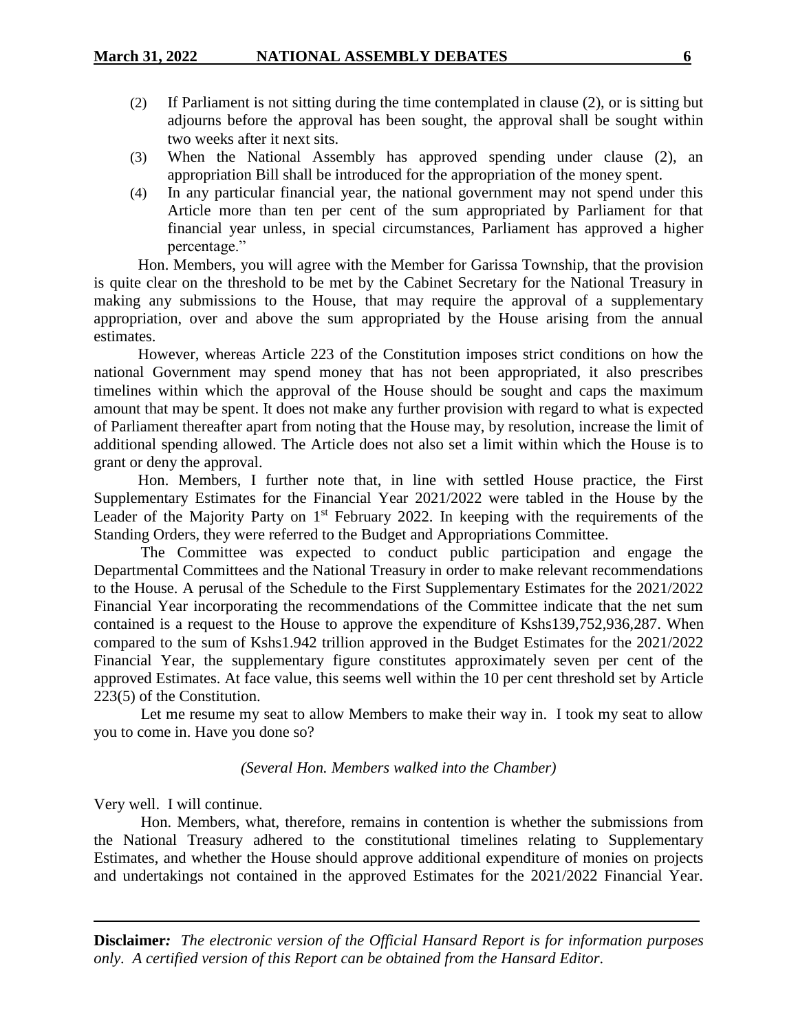(2) If Parliament is not sitting during the time contemplated in clause (2), or is sitting but adjourns before the approval has been sought, the approval shall be sought within two weeks after it next sits.

(3) When the National Assembly has approved spending under clause (2), an appropriation Bill shall be introduced for the appropriation of the money spent.

(4) In any particular financial year, the national government may not spend under this Article more than ten per cent of the sum appropriated by Parliament for that financial year unless, in special circumstances, Parliament has approved a higher percentage."

Hon. Members, you will agree with the Member for Garissa Township, that the provision is quite clear on the threshold to be met by the Cabinet Secretary for the National Treasury in making any submissions to the House, that may require the approval of a supplementary appropriation, over and above the sum appropriated by the House arising from the annual estimates.

However, whereas Article 223 of the Constitution imposes strict conditions on how the national Government may spend money that has not been appropriated, it also prescribes timelines within which the approval of the House should be sought and caps the maximum amount that may be spent. It does not make any further provision with regard to what is expected of Parliament thereafter apart from noting that the House may, by resolution, increase the limit of additional spending allowed. The Article does not also set a limit within which the House is to grant or deny the approval.

Hon. Members, I further note that, in line with settled House practice, the First Supplementary Estimates for the Financial Year 2021/2022 were tabled in the House by the Leader of the Majority Party on 1st February 2022. In keeping with the requirements of the Standing Orders, they were referred to the Budget and Appropriations Committee.

The Committee was expected to conduct public participation and engage the Departmental Committees and the National Treasury in order to make relevant recommendations to the House. A perusal of the Schedule to the First Supplementary Estimates for the 2021/2022 Financial Year incorporating the recommendations of the Committee indicate that the net sum contained is a request to the House to approve the expenditure of Kshs139,752,936,287. When compared to the sum of Kshs1.942 trillion approved in the Budget Estimates for the 2021/2022 Financial Year, the supplementary figure constitutes approximately seven per cent of the approved Estimates. At face value, this seems well within the 10 per cent threshold set by Article 223(5) of the Constitution.

Let me resume my seat to allow Members to make their way in. I took my seat to allow you to come in. Have you done so?

*(Several Hon. Members walked into the Chamber)*

Very well. I will continue.

Hon. Members, what, therefore, remains in contention is whether the submissions from the National Treasury adhered to the constitutional timelines relating to Supplementary Estimates, and whether the House should approve additional expenditure of monies on projects and undertakings not contained in the approved Estimates for the 2021/2022 Financial Year.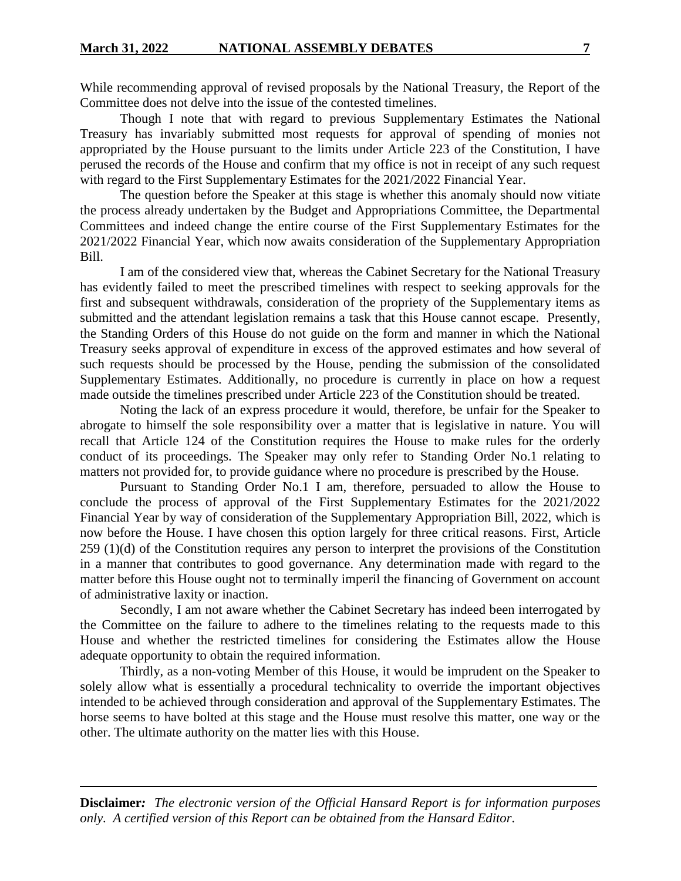While recommending approval of revised proposals by the National Treasury, the Report of the Committee does not delve into the issue of the contested timelines.

Though I note that with regard to previous Supplementary Estimates the National Treasury has invariably submitted most requests for approval of spending of monies not appropriated by the House pursuant to the limits under Article 223 of the Constitution, I have perused the records of the House and confirm that my office is not in receipt of any such request with regard to the First Supplementary Estimates for the 2021/2022 Financial Year.

The question before the Speaker at this stage is whether this anomaly should now vitiate the process already undertaken by the Budget and Appropriations Committee, the Departmental Committees and indeed change the entire course of the First Supplementary Estimates for the 2021/2022 Financial Year, which now awaits consideration of the Supplementary Appropriation Bill.

I am of the considered view that, whereas the Cabinet Secretary for the National Treasury has evidently failed to meet the prescribed timelines with respect to seeking approvals for the first and subsequent withdrawals, consideration of the propriety of the Supplementary items as submitted and the attendant legislation remains a task that this House cannot escape. Presently, the Standing Orders of this House do not guide on the form and manner in which the National Treasury seeks approval of expenditure in excess of the approved estimates and how several of such requests should be processed by the House, pending the submission of the consolidated Supplementary Estimates. Additionally, no procedure is currently in place on how a request made outside the timelines prescribed under Article 223 of the Constitution should be treated.

Noting the lack of an express procedure it would, therefore, be unfair for the Speaker to abrogate to himself the sole responsibility over a matter that is legislative in nature. You will recall that Article 124 of the Constitution requires the House to make rules for the orderly conduct of its proceedings. The Speaker may only refer to Standing Order No.1 relating to matters not provided for, to provide guidance where no procedure is prescribed by the House.

Pursuant to Standing Order No.1 I am, therefore, persuaded to allow the House to conclude the process of approval of the First Supplementary Estimates for the 2021/2022 Financial Year by way of consideration of the Supplementary Appropriation Bill, 2022, which is now before the House. I have chosen this option largely for three critical reasons. First, Article 259 (1)(d) of the Constitution requires any person to interpret the provisions of the Constitution in a manner that contributes to good governance. Any determination made with regard to the matter before this House ought not to terminally imperil the financing of Government on account of administrative laxity or inaction.

Secondly, I am not aware whether the Cabinet Secretary has indeed been interrogated by the Committee on the failure to adhere to the timelines relating to the requests made to this House and whether the restricted timelines for considering the Estimates allow the House adequate opportunity to obtain the required information.

Thirdly, as a non-voting Member of this House, it would be imprudent on the Speaker to solely allow what is essentially a procedural technicality to override the important objectives intended to be achieved through consideration and approval of the Supplementary Estimates. The horse seems to have bolted at this stage and the House must resolve this matter, one way or the other. The ultimate authority on the matter lies with this House.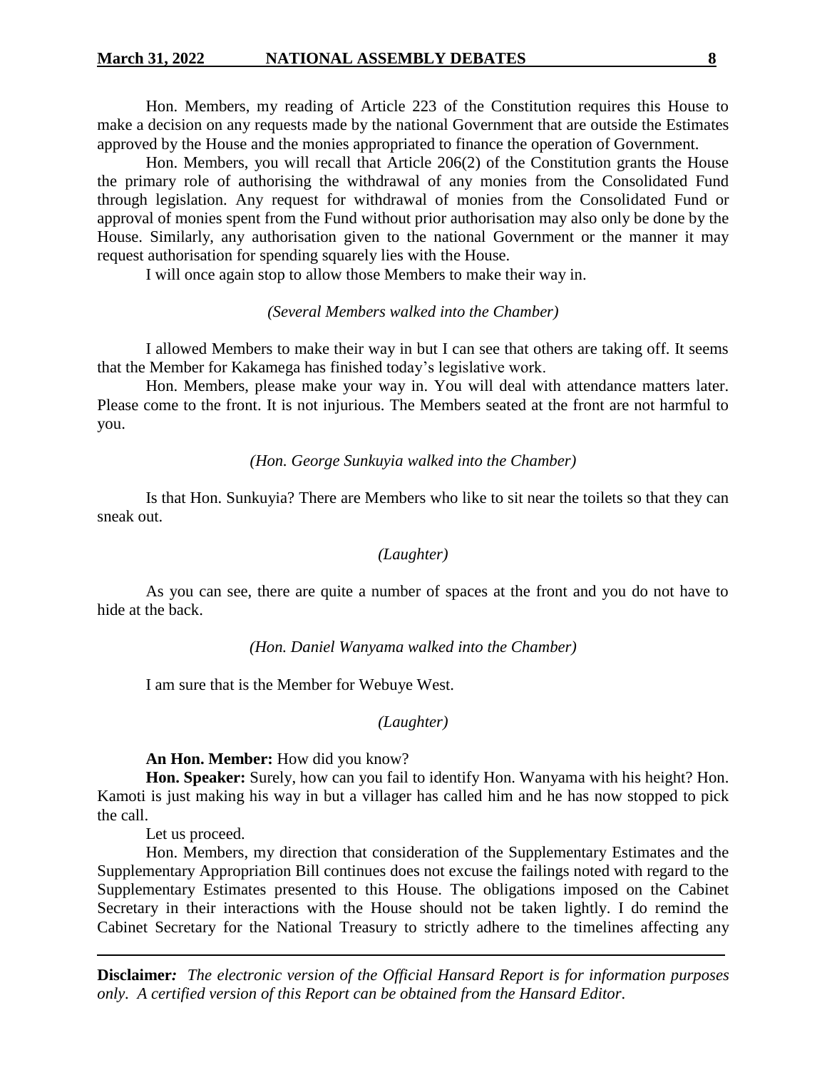Hon. Members, my reading of Article 223 of the Constitution requires this House to make a decision on any requests made by the national Government that are outside the Estimates approved by the House and the monies appropriated to finance the operation of Government.

Hon. Members, you will recall that Article 206(2) of the Constitution grants the House the primary role of authorising the withdrawal of any monies from the Consolidated Fund through legislation. Any request for withdrawal of monies from the Consolidated Fund or approval of monies spent from the Fund without prior authorisation may also only be done by the House. Similarly, any authorisation given to the national Government or the manner it may request authorisation for spending squarely lies with the House.

I will once again stop to allow those Members to make their way in.

*(Several Members walked into the Chamber)*

I allowed Members to make their way in but I can see that others are taking off. It seems that the Member for Kakamega has finished today's legislative work.

Hon. Members, please make your way in. You will deal with attendance matters later. Please come to the front. It is not injurious. The Members seated at the front are not harmful to you.

*(Hon. George Sunkuyia walked into the Chamber)*

Is that Hon. Sunkuyia? There are Members who like to sit near the toilets so that they can sneak out.

*(Laughter)*

As you can see, there are quite a number of spaces at the front and you do not have to hide at the back.

*(Hon. Daniel Wanyama walked into the Chamber)*

I am sure that is the Member for Webuye West.

*(Laughter)*

**An Hon. Member:** How did you know?

**Hon. Speaker:** Surely, how can you fail to identify Hon. Wanyama with his height? Hon. Kamoti is just making his way in but a villager has called him and he has now stopped to pick the call.

Let us proceed.

Hon. Members, my direction that consideration of the Supplementary Estimates and the Supplementary Appropriation Bill continues does not excuse the failings noted with regard to the Supplementary Estimates presented to this House. The obligations imposed on the Cabinet Secretary in their interactions with the House should not be taken lightly. I do remind the Cabinet Secretary for the National Treasury to strictly adhere to the timelines affecting any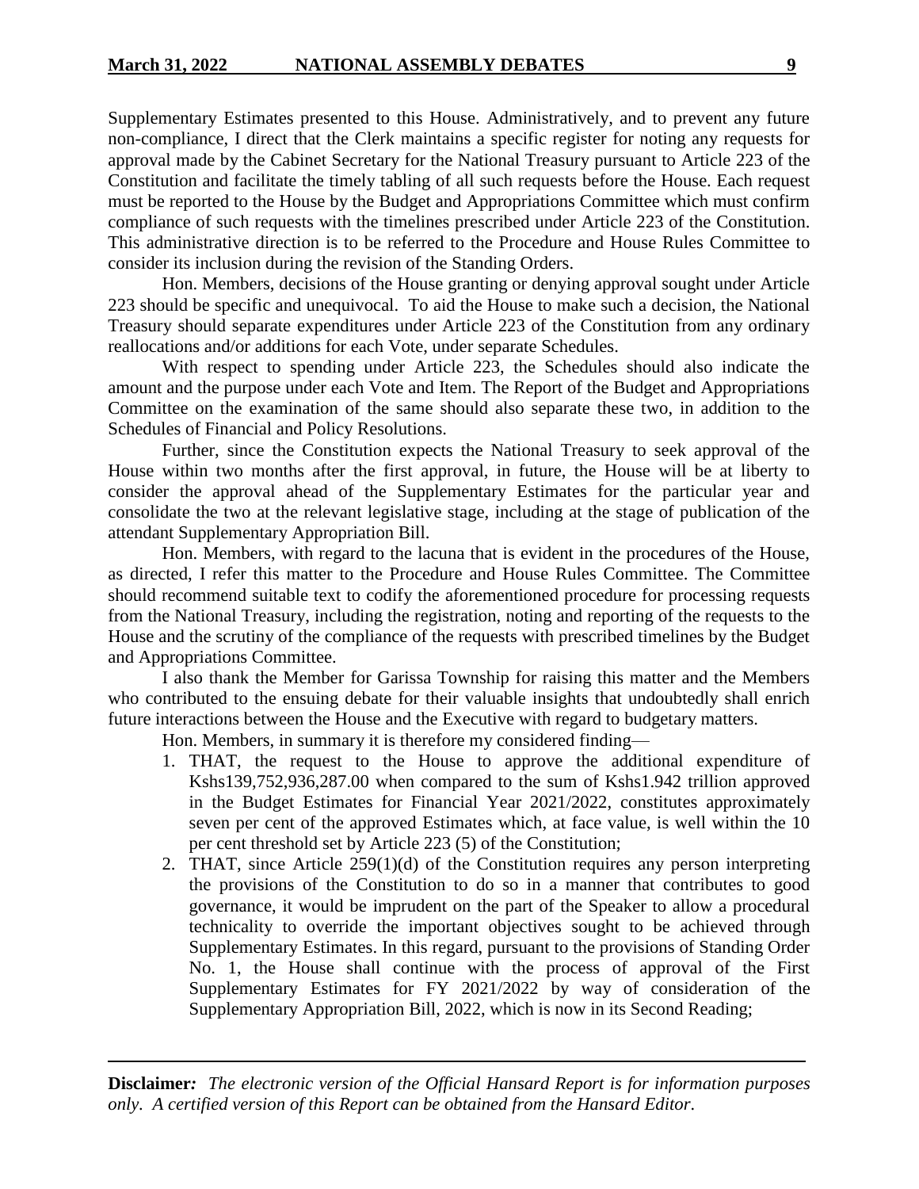Supplementary Estimates presented to this House. Administratively, and to prevent any future non-compliance, I direct that the Clerk maintains a specific register for noting any requests for approval made by the Cabinet Secretary for the National Treasury pursuant to Article 223 of the Constitution and facilitate the timely tabling of all such requests before the House. Each request must be reported to the House by the Budget and Appropriations Committee which must confirm compliance of such requests with the timelines prescribed under Article 223 of the Constitution. This administrative direction is to be referred to the Procedure and House Rules Committee to consider its inclusion during the revision of the Standing Orders.

Hon. Members, decisions of the House granting or denying approval sought under Article 223 should be specific and unequivocal. To aid the House to make such a decision, the National Treasury should separate expenditures under Article 223 of the Constitution from any ordinary reallocations and/or additions for each Vote, under separate Schedules.

With respect to spending under Article 223, the Schedules should also indicate the amount and the purpose under each Vote and Item. The Report of the Budget and Appropriations Committee on the examination of the same should also separate these two, in addition to the Schedules of Financial and Policy Resolutions.

Further, since the Constitution expects the National Treasury to seek approval of the House within two months after the first approval, in future, the House will be at liberty to consider the approval ahead of the Supplementary Estimates for the particular year and consolidate the two at the relevant legislative stage, including at the stage of publication of the attendant Supplementary Appropriation Bill.

Hon. Members, with regard to the lacuna that is evident in the procedures of the House, as directed, I refer this matter to the Procedure and House Rules Committee. The Committee should recommend suitable text to codify the aforementioned procedure for processing requests from the National Treasury, including the registration, noting and reporting of the requests to the House and the scrutiny of the compliance of the requests with prescribed timelines by the Budget and Appropriations Committee.

I also thank the Member for Garissa Township for raising this matter and the Members who contributed to the ensuing debate for their valuable insights that undoubtedly shall enrich future interactions between the House and the Executive with regard to budgetary matters.

Hon. Members, in summary it is therefore my considered finding—

1. THAT, the request to the House to approve the additional expenditure of Kshs139,752,936,287.00 when compared to the sum of Kshs1.942 trillion approved in the Budget Estimates for Financial Year 2021/2022, constitutes approximately seven per cent of the approved Estimates which, at face value, is well within the 10 per cent threshold set by Article 223 (5) of the Constitution;
2. THAT, since Article 259(1)(d) of the Constitution requires any person interpreting the provisions of the Constitution to do so in a manner that contributes to good governance, it would be imprudent on the part of the Speaker to allow a procedural technicality to override the important objectives sought to be achieved through Supplementary Estimates. In this regard, pursuant to the provisions of Standing Order No. 1, the House shall continue with the process of approval of the First Supplementary Estimates for FY 2021/2022 by way of consideration of the Supplementary Appropriation Bill, 2022, which is now in its Second Reading;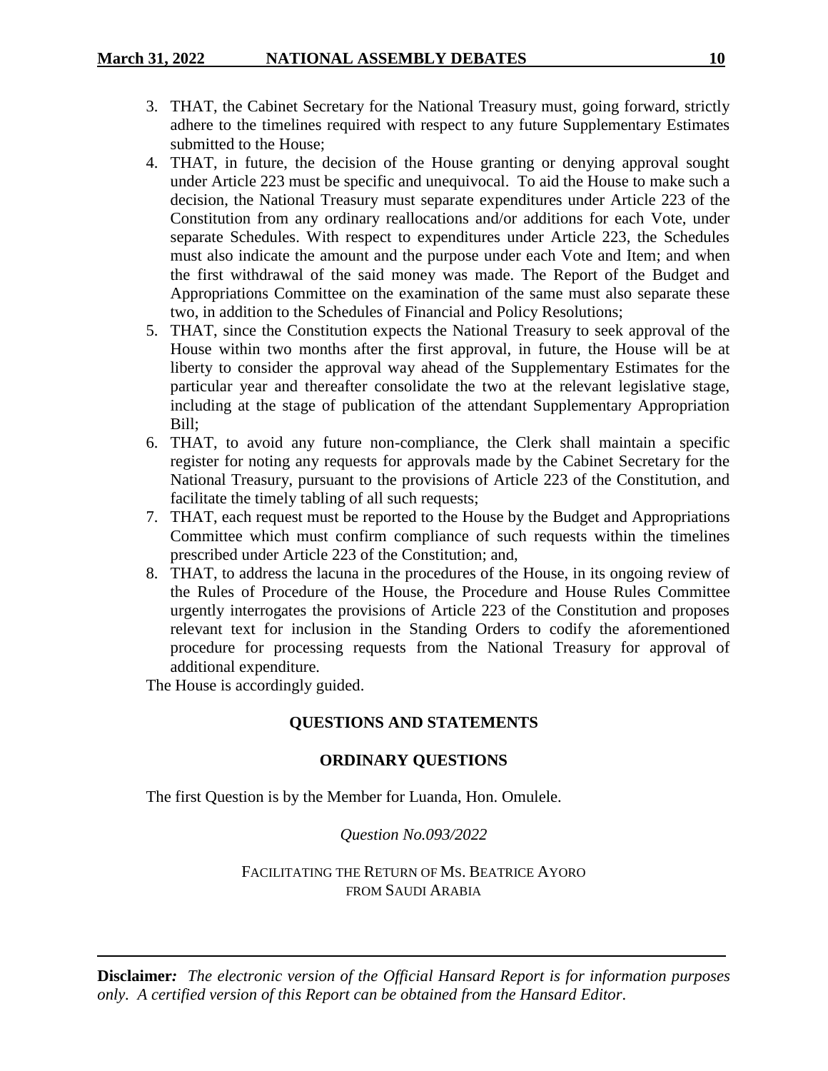3. THAT, the Cabinet Secretary for the National Treasury must, going forward, strictly adhere to the timelines required with respect to any future Supplementary Estimates submitted to the House;
4. THAT, in future, the decision of the House granting or denying approval sought under Article 223 must be specific and unequivocal. To aid the House to make such a decision, the National Treasury must separate expenditures under Article 223 of the Constitution from any ordinary reallocations and/or additions for each Vote, under separate Schedules. With respect to expenditures under Article 223, the Schedules must also indicate the amount and the purpose under each Vote and Item; and when the first withdrawal of the said money was made. The Report of the Budget and Appropriations Committee on the examination of the same must also separate these two, in addition to the Schedules of Financial and Policy Resolutions;
5. THAT, since the Constitution expects the National Treasury to seek approval of the House within two months after the first approval, in future, the House will be at liberty to consider the approval way ahead of the Supplementary Estimates for the particular year and thereafter consolidate the two at the relevant legislative stage, including at the stage of publication of the attendant Supplementary Appropriation Bill;
6. THAT, to avoid any future non-compliance, the Clerk shall maintain a specific register for noting any requests for approvals made by the Cabinet Secretary for the National Treasury, pursuant to the provisions of Article 223 of the Constitution, and facilitate the timely tabling of all such requests;
7. THAT, each request must be reported to the House by the Budget and Appropriations Committee which must confirm compliance of such requests within the timelines prescribed under Article 223 of the Constitution; and,
8. THAT, to address the lacuna in the procedures of the House, in its ongoing review of the Rules of Procedure of the House, the Procedure and House Rules Committee urgently interrogates the provisions of Article 223 of the Constitution and proposes relevant text for inclusion in the Standing Orders to codify the aforementioned procedure for processing requests from the National Treasury for approval of additional expenditure.

The House is accordingly guided.

## QUESTIONS AND STATEMENTS

### ORDINARY QUESTIONS

The first Question is by the Member for Luanda, Hon. Omulele.

*Question No.093/2022*

FACILITATING THE RETURN OF MS. BEATRICE AYORO FROM SAUDI ARABIA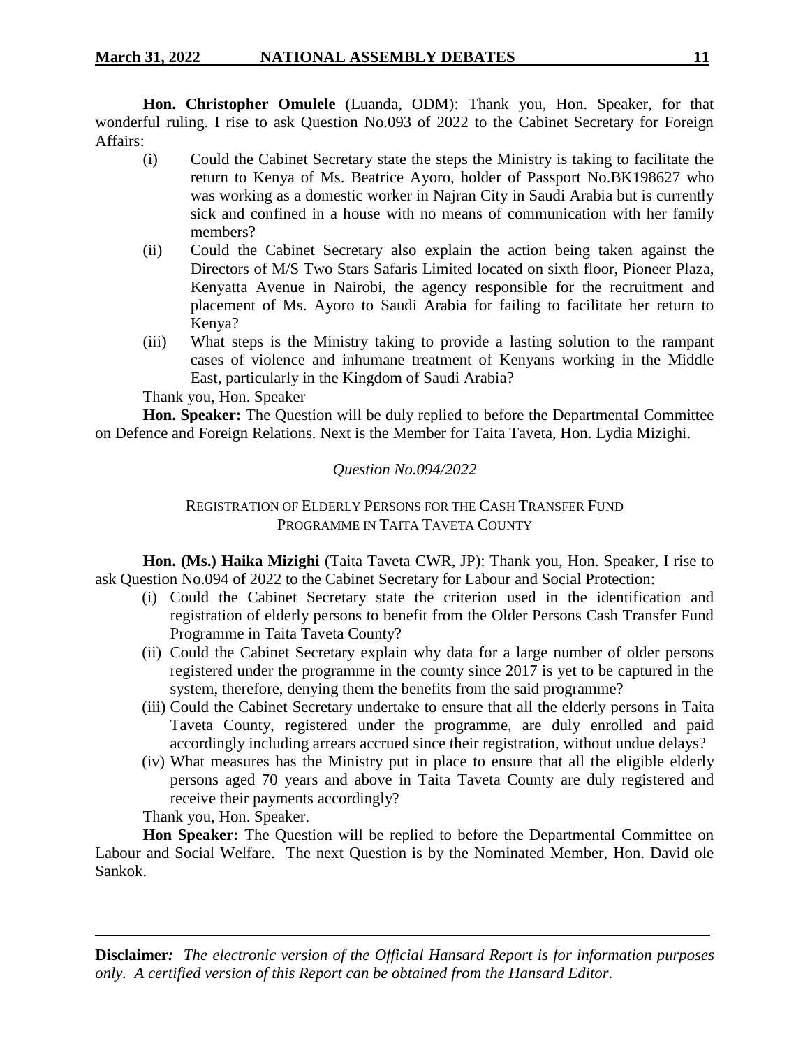**Hon. Christopher Omulele** (Luanda, ODM): Thank you, Hon. Speaker, for that wonderful ruling. I rise to ask Question No.093 of 2022 to the Cabinet Secretary for Foreign Affairs:

(i) Could the Cabinet Secretary state the steps the Ministry is taking to facilitate the return to Kenya of Ms. Beatrice Ayoro, holder of Passport No.BK198627 who was working as a domestic worker in Najran City in Saudi Arabia but is currently sick and confined in a house with no means of communication with her family members?

(ii) Could the Cabinet Secretary also explain the action being taken against the Directors of M/S Two Stars Safaris Limited located on sixth floor, Pioneer Plaza, Kenyatta Avenue in Nairobi, the agency responsible for the recruitment and placement of Ms. Ayoro to Saudi Arabia for failing to facilitate her return to Kenya?

(iii) What steps is the Ministry taking to provide a lasting solution to the rampant cases of violence and inhumane treatment of Kenyans working in the Middle East, particularly in the Kingdom of Saudi Arabia?

Thank you, Hon. Speaker

**Hon. Speaker:** The Question will be duly replied to before the Departmental Committee on Defence and Foreign Relations. Next is the Member for Taita Taveta, Hon. Lydia Mizighi.

*Question No.094/2022*

REGISTRATION OF ELDERLY PERSONS FOR THE CASH TRANSFER FUND PROGRAMME IN TAITA TAVETA COUNTY

**Hon. (Ms.) Haika Mizighi** (Taita Taveta CWR, JP): Thank you, Hon. Speaker, I rise to ask Question No.094 of 2022 to the Cabinet Secretary for Labour and Social Protection:

(i) Could the Cabinet Secretary state the criterion used in the identification and registration of elderly persons to benefit from the Older Persons Cash Transfer Fund Programme in Taita Taveta County?

(ii) Could the Cabinet Secretary explain why data for a large number of older persons registered under the programme in the county since 2017 is yet to be captured in the system, therefore, denying them the benefits from the said programme?

(iii) Could the Cabinet Secretary undertake to ensure that all the elderly persons in Taita Taveta County, registered under the programme, are duly enrolled and paid accordingly including arrears accrued since their registration, without undue delays?

(iv) What measures has the Ministry put in place to ensure that all the eligible elderly persons aged 70 years and above in Taita Taveta County are duly registered and receive their payments accordingly?

Thank you, Hon. Speaker.

**Hon Speaker:** The Question will be replied to before the Departmental Committee on Labour and Social Welfare. The next Question is by the Nominated Member, Hon. David ole Sankok.

**Disclaimer***:* *The electronic version of the Official Hansard Report is for information purposes only. A certified version of this Report can be obtained from the Hansard Editor.*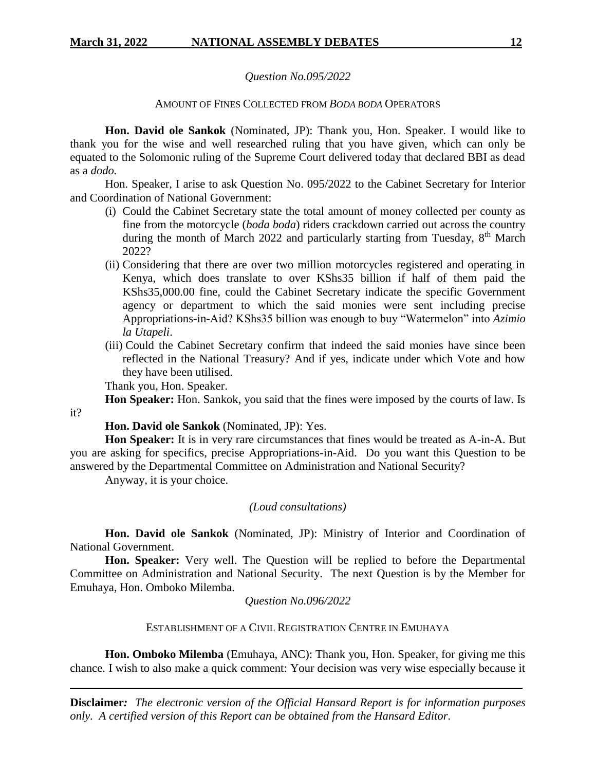*Question No.095/2022*

AMOUNT OF FINES COLLECTED FROM *BODA BODA* OPERATORS

**Hon. David ole Sankok** (Nominated, JP): Thank you, Hon. Speaker. I would like to thank you for the wise and well researched ruling that you have given, which can only be equated to the Solomonic ruling of the Supreme Court delivered today that declared BBI as dead as a *dodo.*

Hon. Speaker, I arise to ask Question No. 095/2022 to the Cabinet Secretary for Interior and Coordination of National Government:

(i) Could the Cabinet Secretary state the total amount of money collected per county as fine from the motorcycle (*boda boda*) riders crackdown carried out across the country during the month of March 2022 and particularly starting from Tuesday, 8th March 2022?

(ii) Considering that there are over two million motorcycles registered and operating in Kenya, which does translate to over KShs35 billion if half of them paid the KShs35,000.00 fine, could the Cabinet Secretary indicate the specific Government agency or department to which the said monies were sent including precise Appropriations-in-Aid? KShs35 billion was enough to buy "Watermelon" into *Azimio la Utapeli*.

(iii) Could the Cabinet Secretary confirm that indeed the said monies have since been reflected in the National Treasury? And if yes, indicate under which Vote and how they have been utilised.

Thank you, Hon. Speaker.

**Hon Speaker:** Hon. Sankok, you said that the fines were imposed by the courts of law. Is it?

**Hon. David ole Sankok** (Nominated, JP): Yes.

**Hon Speaker:** It is in very rare circumstances that fines would be treated as A-in-A. But you are asking for specifics, precise Appropriations-in-Aid. Do you want this Question to be answered by the Departmental Committee on Administration and National Security?

Anyway, it is your choice.

*(Loud consultations)*

**Hon. David ole Sankok** (Nominated, JP): Ministry of Interior and Coordination of National Government.

**Hon. Speaker:** Very well. The Question will be replied to before the Departmental Committee on Administration and National Security. The next Question is by the Member for Emuhaya, Hon. Omboko Milemba.

*Question No.096/2022*

ESTABLISHMENT OF A CIVIL REGISTRATION CENTRE IN EMUHAYA

**Hon. Omboko Milemba** (Emuhaya, ANC): Thank you, Hon. Speaker, for giving me this chance. I wish to also make a quick comment: Your decision was very wise especially because it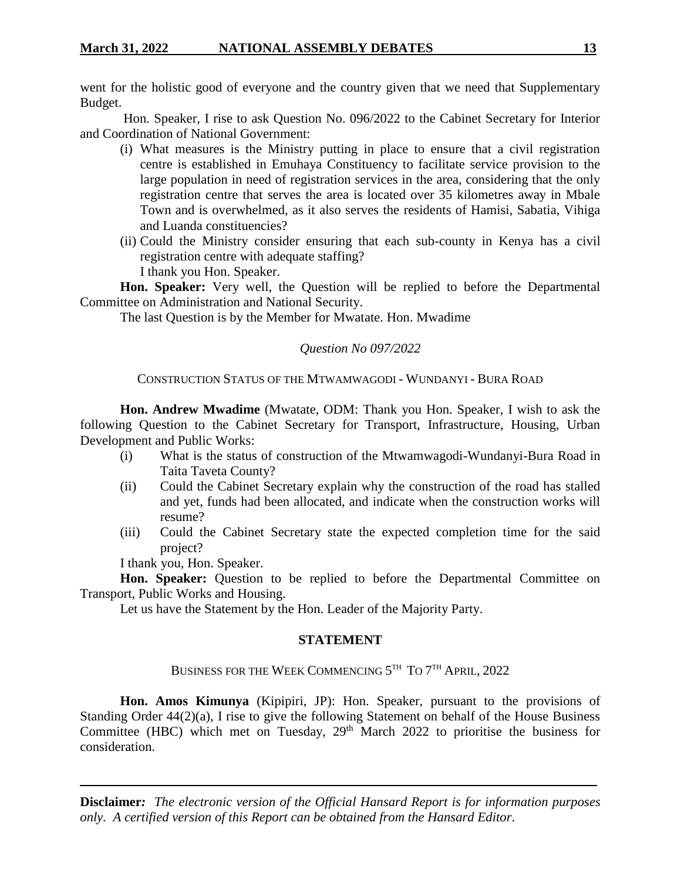went for the holistic good of everyone and the country given that we need that Supplementary Budget.

Hon. Speaker, I rise to ask Question No. 096/2022 to the Cabinet Secretary for Interior and Coordination of National Government:

(i) What measures is the Ministry putting in place to ensure that a civil registration centre is established in Emuhaya Constituency to facilitate service provision to the large population in need of registration services in the area, considering that the only registration centre that serves the area is located over 35 kilometres away in Mbale Town and is overwhelmed, as it also serves the residents of Hamisi, Sabatia, Vihiga and Luanda constituencies?

(ii) Could the Ministry consider ensuring that each sub-county in Kenya has a civil registration centre with adequate staffing?

I thank you Hon. Speaker.

**Hon. Speaker:** Very well, the Question will be replied to before the Departmental Committee on Administration and National Security.

The last Question is by the Member for Mwatate. Hon. Mwadime

*Question No 097/2022*

CONSTRUCTION STATUS OF THE MTWAMWAGODI - WUNDANYI - BURA ROAD

**Hon. Andrew Mwadime** (Mwatate, ODM: Thank you Hon. Speaker, I wish to ask the following Question to the Cabinet Secretary for Transport, Infrastructure, Housing, Urban Development and Public Works:

(i) What is the status of construction of the Mtwamwagodi-Wundanyi-Bura Road in Taita Taveta County?

(ii) Could the Cabinet Secretary explain why the construction of the road has stalled and yet, funds had been allocated, and indicate when the construction works will resume?

(iii) Could the Cabinet Secretary state the expected completion time for the said project?

I thank you, Hon. Speaker.

**Hon. Speaker:** Question to be replied to before the Departmental Committee on Transport, Public Works and Housing.

Let us have the Statement by the Hon. Leader of the Majority Party.

## STATEMENT

BUSINESS FOR THE WEEK COMMENCING 5TH TO 7TH APRIL, 2022

**Hon. Amos Kimunya** (Kipipiri, JP): Hon. Speaker, pursuant to the provisions of Standing Order 44(2)(a), I rise to give the following Statement on behalf of the House Business Committee (HBC) which met on Tuesday, 29th March 2022 to prioritise the business for consideration.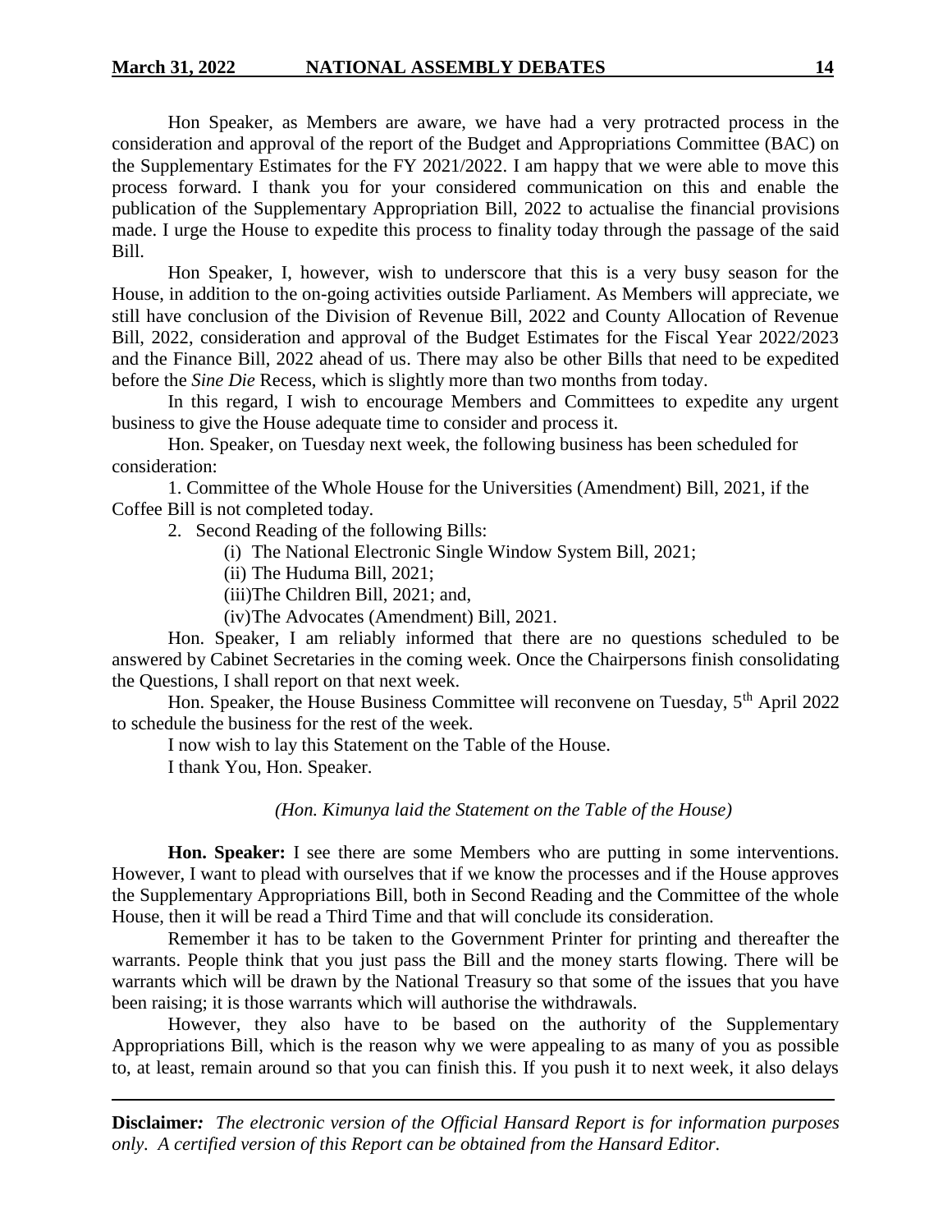Hon Speaker, as Members are aware, we have had a very protracted process in the consideration and approval of the report of the Budget and Appropriations Committee (BAC) on the Supplementary Estimates for the FY 2021/2022. I am happy that we were able to move this process forward. I thank you for your considered communication on this and enable the publication of the Supplementary Appropriation Bill, 2022 to actualise the financial provisions made. I urge the House to expedite this process to finality today through the passage of the said Bill.

Hon Speaker, I, however, wish to underscore that this is a very busy season for the House, in addition to the on-going activities outside Parliament. As Members will appreciate, we still have conclusion of the Division of Revenue Bill, 2022 and County Allocation of Revenue Bill, 2022, consideration and approval of the Budget Estimates for the Fiscal Year 2022/2023 and the Finance Bill, 2022 ahead of us. There may also be other Bills that need to be expedited before the *Sine Die* Recess, which is slightly more than two months from today.

In this regard, I wish to encourage Members and Committees to expedite any urgent business to give the House adequate time to consider and process it.

Hon. Speaker, on Tuesday next week, the following business has been scheduled for consideration:

1. Committee of the Whole House for the Universities (Amendment) Bill, 2021, if the Coffee Bill is not completed today.
2. Second Reading of the following Bills:
   - (i) The National Electronic Single Window System Bill, 2021;
   - (ii) The Huduma Bill, 2021;
   - (iii) The Children Bill, 2021; and,
   - (iv) The Advocates (Amendment) Bill, 2021.

Hon. Speaker, I am reliably informed that there are no questions scheduled to be answered by Cabinet Secretaries in the coming week. Once the Chairpersons finish consolidating the Questions, I shall report on that next week.

Hon. Speaker, the House Business Committee will reconvene on Tuesday, 5th April 2022 to schedule the business for the rest of the week.

I now wish to lay this Statement on the Table of the House.

I thank You, Hon. Speaker.

*(Hon. Kimunya laid the Statement on the Table of the House)*

**Hon. Speaker:** I see there are some Members who are putting in some interventions. However, I want to plead with ourselves that if we know the processes and if the House approves the Supplementary Appropriations Bill, both in Second Reading and the Committee of the whole House, then it will be read a Third Time and that will conclude its consideration.

Remember it has to be taken to the Government Printer for printing and thereafter the warrants. People think that you just pass the Bill and the money starts flowing. There will be warrants which will be drawn by the National Treasury so that some of the issues that you have been raising; it is those warrants which will authorise the withdrawals.

However, they also have to be based on the authority of the Supplementary Appropriations Bill, which is the reason why we were appealing to as many of you as possible to, at least, remain around so that you can finish this. If you push it to next week, it also delays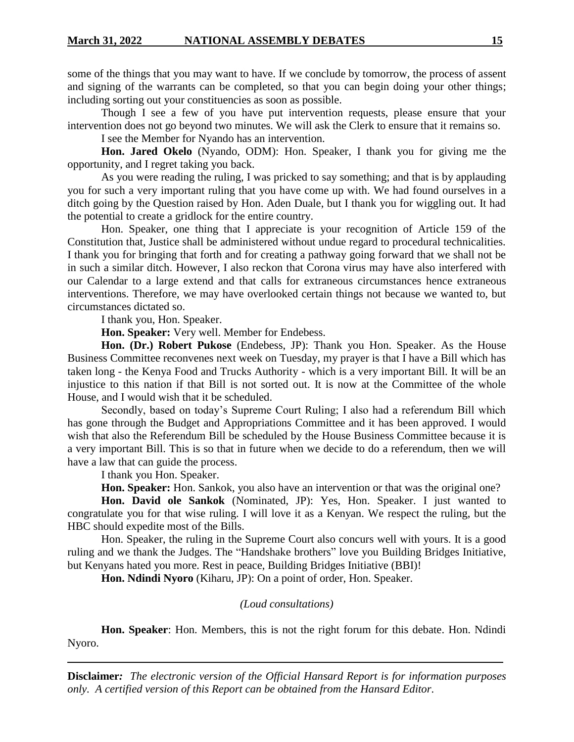some of the things that you may want to have. If we conclude by tomorrow, the process of assent and signing of the warrants can be completed, so that you can begin doing your other things; including sorting out your constituencies as soon as possible.

Though I see a few of you have put intervention requests, please ensure that your intervention does not go beyond two minutes. We will ask the Clerk to ensure that it remains so.

I see the Member for Nyando has an intervention.

**Hon. Jared Okelo** (Nyando, ODM): Hon. Speaker, I thank you for giving me the opportunity, and I regret taking you back.

As you were reading the ruling, I was pricked to say something; and that is by applauding you for such a very important ruling that you have come up with. We had found ourselves in a ditch going by the Question raised by Hon. Aden Duale, but I thank you for wiggling out. It had the potential to create a gridlock for the entire country.

Hon. Speaker, one thing that I appreciate is your recognition of Article 159 of the Constitution that, Justice shall be administered without undue regard to procedural technicalities. I thank you for bringing that forth and for creating a pathway going forward that we shall not be in such a similar ditch. However, I also reckon that Corona virus may have also interfered with our Calendar to a large extend and that calls for extraneous circumstances hence extraneous interventions. Therefore, we may have overlooked certain things not because we wanted to, but circumstances dictated so.

I thank you, Hon. Speaker.

**Hon. Speaker:** Very well. Member for Endebess.

**Hon. (Dr.) Robert Pukose** (Endebess, JP): Thank you Hon. Speaker. As the House Business Committee reconvenes next week on Tuesday, my prayer is that I have a Bill which has taken long - the Kenya Food and Trucks Authority - which is a very important Bill. It will be an injustice to this nation if that Bill is not sorted out. It is now at the Committee of the whole House, and I would wish that it be scheduled.

Secondly, based on today's Supreme Court Ruling; I also had a referendum Bill which has gone through the Budget and Appropriations Committee and it has been approved. I would wish that also the Referendum Bill be scheduled by the House Business Committee because it is a very important Bill. This is so that in future when we decide to do a referendum, then we will have a law that can guide the process.

I thank you Hon. Speaker.

**Hon. Speaker:** Hon. Sankok, you also have an intervention or that was the original one?

**Hon. David ole Sankok** (Nominated, JP): Yes, Hon. Speaker. I just wanted to congratulate you for that wise ruling. I will love it as a Kenyan. We respect the ruling, but the HBC should expedite most of the Bills.

Hon. Speaker, the ruling in the Supreme Court also concurs well with yours. It is a good ruling and we thank the Judges. The "Handshake brothers" love you Building Bridges Initiative, but Kenyans hated you more. Rest in peace, Building Bridges Initiative (BBI)!

**Hon. Ndindi Nyoro** (Kiharu, JP): On a point of order, Hon. Speaker.

*(Loud consultations)*

**Hon. Speaker**: Hon. Members, this is not the right forum for this debate. Hon. Ndindi Nyoro.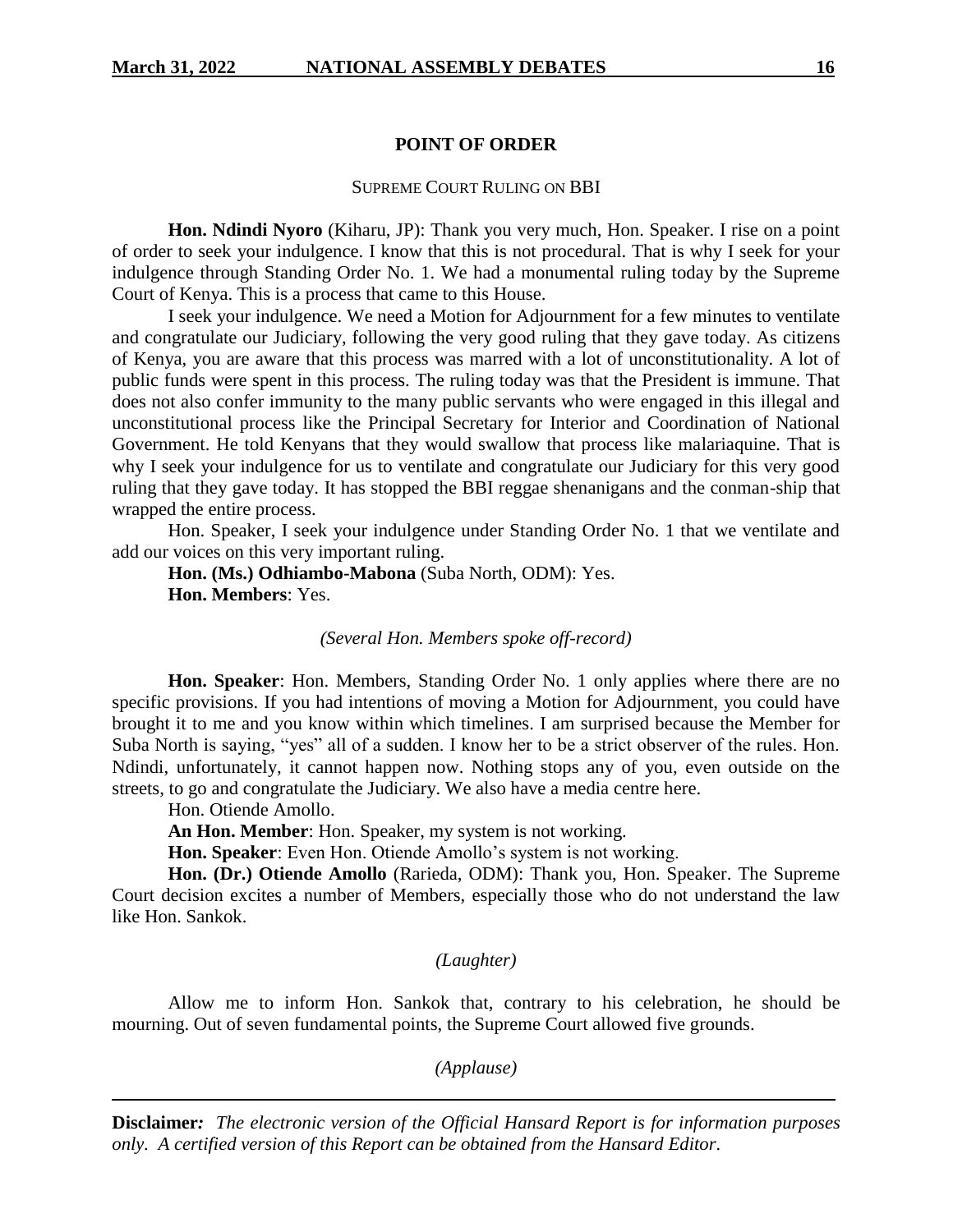## POINT OF ORDER

### SUPREME COURT RULING ON BBI

**Hon. Ndindi Nyoro** (Kiharu, JP): Thank you very much, Hon. Speaker. I rise on a point of order to seek your indulgence. I know that this is not procedural. That is why I seek for your indulgence through Standing Order No. 1. We had a monumental ruling today by the Supreme Court of Kenya. This is a process that came to this House.

I seek your indulgence. We need a Motion for Adjournment for a few minutes to ventilate and congratulate our Judiciary, following the very good ruling that they gave today. As citizens of Kenya, you are aware that this process was marred with a lot of unconstitutionality. A lot of public funds were spent in this process. The ruling today was that the President is immune. That does not also confer immunity to the many public servants who were engaged in this illegal and unconstitutional process like the Principal Secretary for Interior and Coordination of National Government. He told Kenyans that they would swallow that process like malariaquine. That is why I seek your indulgence for us to ventilate and congratulate our Judiciary for this very good ruling that they gave today. It has stopped the BBI reggae shenanigans and the conman-ship that wrapped the entire process.

Hon. Speaker, I seek your indulgence under Standing Order No. 1 that we ventilate and add our voices on this very important ruling.

**Hon. (Ms.) Odhiambo-Mabona** (Suba North, ODM): Yes.

**Hon. Members**: Yes.

*(Several Hon. Members spoke off-record)*

**Hon. Speaker**: Hon. Members, Standing Order No. 1 only applies where there are no specific provisions. If you had intentions of moving a Motion for Adjournment, you could have brought it to me and you know within which timelines. I am surprised because the Member for Suba North is saying, "yes" all of a sudden. I know her to be a strict observer of the rules. Hon. Ndindi, unfortunately, it cannot happen now. Nothing stops any of you, even outside on the streets, to go and congratulate the Judiciary. We also have a media centre here.

Hon. Otiende Amollo.

**An Hon. Member**: Hon. Speaker, my system is not working.

**Hon. Speaker**: Even Hon. Otiende Amollo's system is not working.

**Hon. (Dr.) Otiende Amollo** (Rarieda, ODM): Thank you, Hon. Speaker. The Supreme Court decision excites a number of Members, especially those who do not understand the law like Hon. Sankok.

*(Laughter)*

Allow me to inform Hon. Sankok that, contrary to his celebration, he should be mourning. Out of seven fundamental points, the Supreme Court allowed five grounds.

*(Applause)*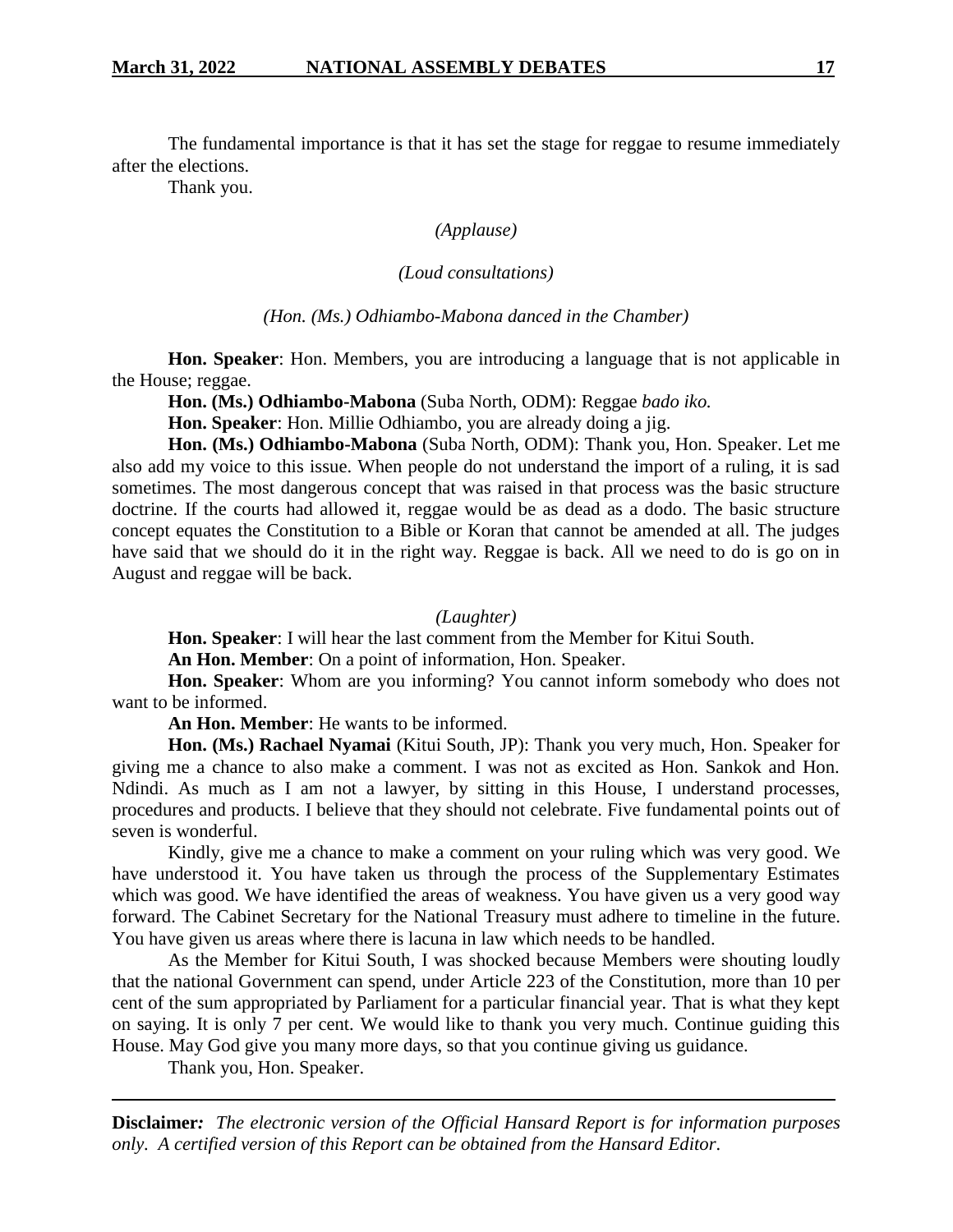The fundamental importance is that it has set the stage for reggae to resume immediately after the elections.

Thank you.

*(Applause)*

*(Loud consultations)*

*(Hon. (Ms.) Odhiambo-Mabona danced in the Chamber)*

**Hon. Speaker**: Hon. Members, you are introducing a language that is not applicable in the House; reggae.

**Hon. (Ms.) Odhiambo-Mabona** (Suba North, ODM): Reggae *bado iko.*

**Hon. Speaker**: Hon. Millie Odhiambo, you are already doing a jig.

**Hon. (Ms.) Odhiambo-Mabona** (Suba North, ODM): Thank you, Hon. Speaker. Let me also add my voice to this issue. When people do not understand the import of a ruling, it is sad sometimes. The most dangerous concept that was raised in that process was the basic structure doctrine. If the courts had allowed it, reggae would be as dead as a dodo. The basic structure concept equates the Constitution to a Bible or Koran that cannot be amended at all. The judges have said that we should do it in the right way. Reggae is back. All we need to do is go on in August and reggae will be back.

*(Laughter)*

**Hon. Speaker**: I will hear the last comment from the Member for Kitui South.

**An Hon. Member**: On a point of information, Hon. Speaker.

**Hon. Speaker**: Whom are you informing? You cannot inform somebody who does not want to be informed.

**An Hon. Member**: He wants to be informed.

**Hon. (Ms.) Rachael Nyamai** (Kitui South, JP): Thank you very much, Hon. Speaker for giving me a chance to also make a comment. I was not as excited as Hon. Sankok and Hon. Ndindi. As much as I am not a lawyer, by sitting in this House, I understand processes, procedures and products. I believe that they should not celebrate. Five fundamental points out of seven is wonderful.

Kindly, give me a chance to make a comment on your ruling which was very good. We have understood it. You have taken us through the process of the Supplementary Estimates which was good. We have identified the areas of weakness. You have given us a very good way forward. The Cabinet Secretary for the National Treasury must adhere to timeline in the future. You have given us areas where there is lacuna in law which needs to be handled.

As the Member for Kitui South, I was shocked because Members were shouting loudly that the national Government can spend, under Article 223 of the Constitution, more than 10 per cent of the sum appropriated by Parliament for a particular financial year. That is what they kept on saying. It is only 7 per cent. We would like to thank you very much. Continue guiding this House. May God give you many more days, so that you continue giving us guidance.

Thank you, Hon. Speaker.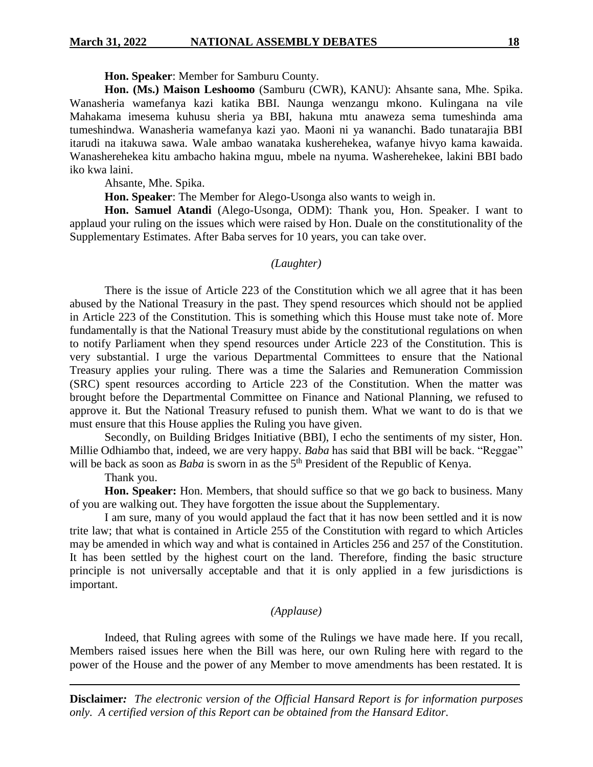**Hon. Speaker**: Member for Samburu County.

**Hon. (Ms.) Maison Leshoomo** (Samburu (CWR), KANU): Ahsante sana, Mhe. Spika. Wanasheria wamefanya kazi katika BBI. Naunga wenzangu mkono. Kulingana na vile Mahakama imesema kuhusu sheria ya BBI, hakuna mtu anaweza sema tumeshinda ama tumeshindwa. Wanasheria wamefanya kazi yao. Maoni ni ya wananchi. Bado tunatarajia BBI itarudi na itakuwa sawa. Wale ambao wanataka kusherehekea, wafanye hivyo kama kawaida. Wanasherehekea kitu ambacho hakina mguu, mbele na nyuma. Washerehekee, lakini BBI bado iko kwa laini.

Ahsante, Mhe. Spika.

**Hon. Speaker**: The Member for Alego-Usonga also wants to weigh in.

**Hon. Samuel Atandi** (Alego-Usonga, ODM): Thank you, Hon. Speaker. I want to applaud your ruling on the issues which were raised by Hon. Duale on the constitutionality of the Supplementary Estimates. After Baba serves for 10 years, you can take over.

*(Laughter)*

There is the issue of Article 223 of the Constitution which we all agree that it has been abused by the National Treasury in the past. They spend resources which should not be applied in Article 223 of the Constitution. This is something which this House must take note of. More fundamentally is that the National Treasury must abide by the constitutional regulations on when to notify Parliament when they spend resources under Article 223 of the Constitution. This is very substantial. I urge the various Departmental Committees to ensure that the National Treasury applies your ruling. There was a time the Salaries and Remuneration Commission (SRC) spent resources according to Article 223 of the Constitution. When the matter was brought before the Departmental Committee on Finance and National Planning, we refused to approve it. But the National Treasury refused to punish them. What we want to do is that we must ensure that this House applies the Ruling you have given.

Secondly, on Building Bridges Initiative (BBI), I echo the sentiments of my sister, Hon. Millie Odhiambo that, indeed, we are very happy. *Baba* has said that BBI will be back. "Reggae" will be back as soon as *Baba* is sworn in as the 5th President of the Republic of Kenya.

Thank you.

**Hon. Speaker:** Hon. Members, that should suffice so that we go back to business. Many of you are walking out. They have forgotten the issue about the Supplementary.

I am sure, many of you would applaud the fact that it has now been settled and it is now trite law; that what is contained in Article 255 of the Constitution with regard to which Articles may be amended in which way and what is contained in Articles 256 and 257 of the Constitution. It has been settled by the highest court on the land. Therefore, finding the basic structure principle is not universally acceptable and that it is only applied in a few jurisdictions is important.

*(Applause)*

Indeed, that Ruling agrees with some of the Rulings we have made here. If you recall, Members raised issues here when the Bill was here, our own Ruling here with regard to the power of the House and the power of any Member to move amendments has been restated. It is

**Disclaimer***:* *The electronic version of the Official Hansard Report is for information purposes only. A certified version of this Report can be obtained from the Hansard Editor.*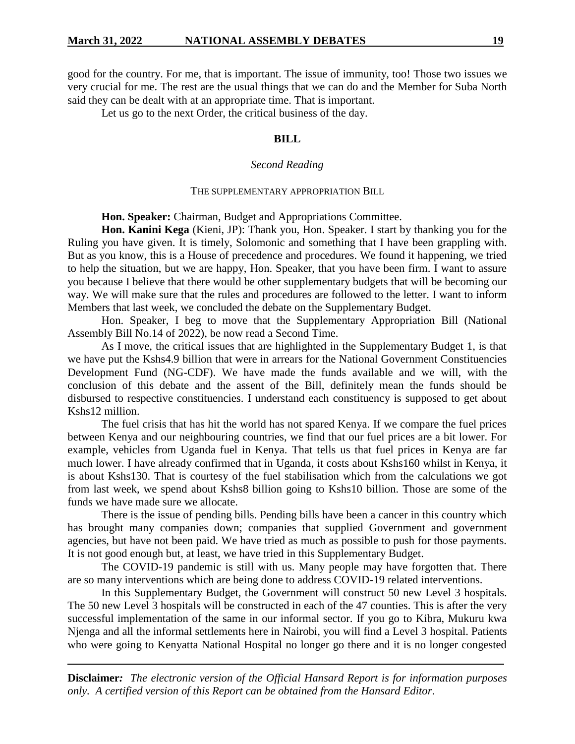good for the country. For me, that is important. The issue of immunity, too! Those two issues we very crucial for me. The rest are the usual things that we can do and the Member for Suba North said they can be dealt with at an appropriate time. That is important.

Let us go to the next Order, the critical business of the day.

## BILL

*Second Reading*

THE SUPPLEMENTARY APPROPRIATION BILL

**Hon. Speaker:** Chairman, Budget and Appropriations Committee.

**Hon. Kanini Kega** (Kieni, JP): Thank you, Hon. Speaker. I start by thanking you for the Ruling you have given. It is timely, Solomonic and something that I have been grappling with. But as you know, this is a House of precedence and procedures. We found it happening, we tried to help the situation, but we are happy, Hon. Speaker, that you have been firm. I want to assure you because I believe that there would be other supplementary budgets that will be becoming our way. We will make sure that the rules and procedures are followed to the letter. I want to inform Members that last week, we concluded the debate on the Supplementary Budget.

Hon. Speaker, I beg to move that the Supplementary Appropriation Bill (National Assembly Bill No.14 of 2022), be now read a Second Time.

As I move, the critical issues that are highlighted in the Supplementary Budget 1, is that we have put the Kshs4.9 billion that were in arrears for the National Government Constituencies Development Fund (NG-CDF). We have made the funds available and we will, with the conclusion of this debate and the assent of the Bill, definitely mean the funds should be disbursed to respective constituencies. I understand each constituency is supposed to get about Kshs12 million.

The fuel crisis that has hit the world has not spared Kenya. If we compare the fuel prices between Kenya and our neighbouring countries, we find that our fuel prices are a bit lower. For example, vehicles from Uganda fuel in Kenya. That tells us that fuel prices in Kenya are far much lower. I have already confirmed that in Uganda, it costs about Kshs160 whilst in Kenya, it is about Kshs130. That is courtesy of the fuel stabilisation which from the calculations we got from last week, we spend about Kshs8 billion going to Kshs10 billion. Those are some of the funds we have made sure we allocate.

There is the issue of pending bills. Pending bills have been a cancer in this country which has brought many companies down; companies that supplied Government and government agencies, but have not been paid. We have tried as much as possible to push for those payments. It is not good enough but, at least, we have tried in this Supplementary Budget.

The COVID-19 pandemic is still with us. Many people may have forgotten that. There are so many interventions which are being done to address COVID-19 related interventions.

In this Supplementary Budget, the Government will construct 50 new Level 3 hospitals. The 50 new Level 3 hospitals will be constructed in each of the 47 counties. This is after the very successful implementation of the same in our informal sector. If you go to Kibra, Mukuru kwa Njenga and all the informal settlements here in Nairobi, you will find a Level 3 hospital. Patients who were going to Kenyatta National Hospital no longer go there and it is no longer congested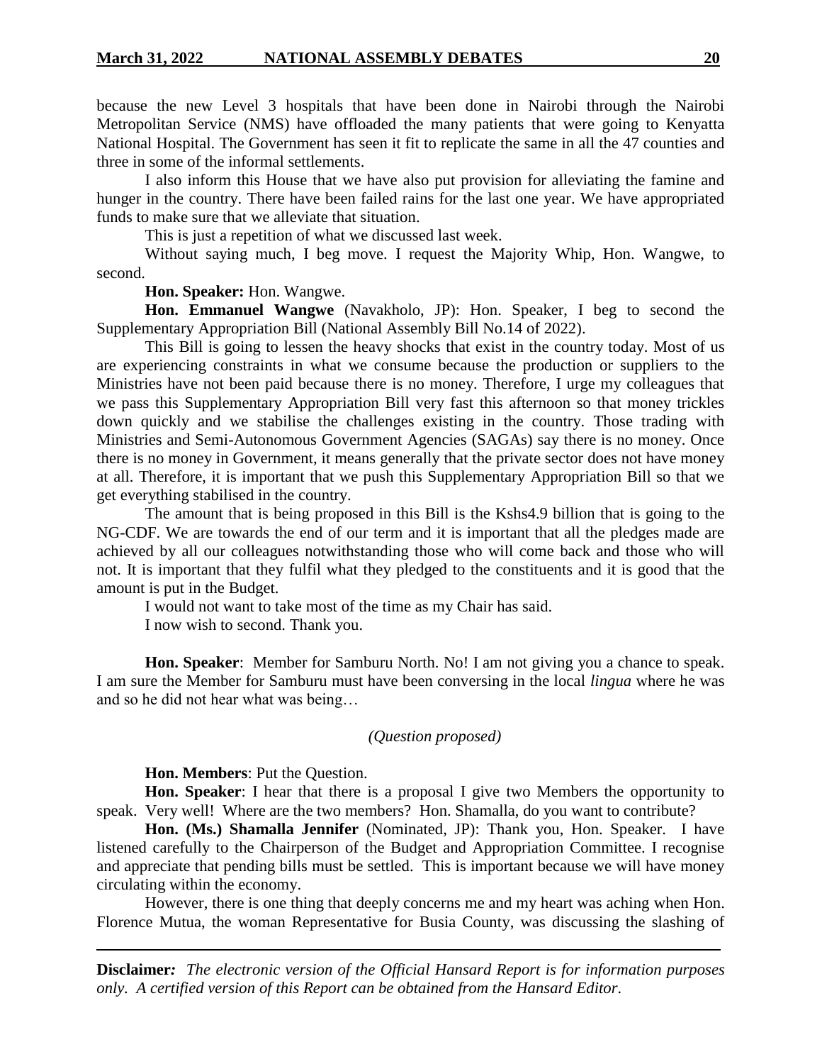because the new Level 3 hospitals that have been done in Nairobi through the Nairobi Metropolitan Service (NMS) have offloaded the many patients that were going to Kenyatta National Hospital. The Government has seen it fit to replicate the same in all the 47 counties and three in some of the informal settlements.

I also inform this House that we have also put provision for alleviating the famine and hunger in the country. There have been failed rains for the last one year. We have appropriated funds to make sure that we alleviate that situation.

This is just a repetition of what we discussed last week.

Without saying much, I beg move. I request the Majority Whip, Hon. Wangwe, to second.

**Hon. Speaker:** Hon. Wangwe.

**Hon. Emmanuel Wangwe** (Navakholo, JP): Hon. Speaker, I beg to second the Supplementary Appropriation Bill (National Assembly Bill No.14 of 2022).

This Bill is going to lessen the heavy shocks that exist in the country today. Most of us are experiencing constraints in what we consume because the production or suppliers to the Ministries have not been paid because there is no money. Therefore, I urge my colleagues that we pass this Supplementary Appropriation Bill very fast this afternoon so that money trickles down quickly and we stabilise the challenges existing in the country. Those trading with Ministries and Semi-Autonomous Government Agencies (SAGAs) say there is no money. Once there is no money in Government, it means generally that the private sector does not have money at all. Therefore, it is important that we push this Supplementary Appropriation Bill so that we get everything stabilised in the country.

The amount that is being proposed in this Bill is the Kshs4.9 billion that is going to the NG-CDF. We are towards the end of our term and it is important that all the pledges made are achieved by all our colleagues notwithstanding those who will come back and those who will not. It is important that they fulfil what they pledged to the constituents and it is good that the amount is put in the Budget.

I would not want to take most of the time as my Chair has said.

I now wish to second. Thank you.

**Hon. Speaker**: Member for Samburu North. No! I am not giving you a chance to speak. I am sure the Member for Samburu must have been conversing in the local *lingua* where he was and so he did not hear what was being…

*(Question proposed)*

**Hon. Members**: Put the Question.

**Hon. Speaker**: I hear that there is a proposal I give two Members the opportunity to speak. Very well! Where are the two members? Hon. Shamalla, do you want to contribute?

**Hon. (Ms.) Shamalla Jennifer** (Nominated, JP): Thank you, Hon. Speaker. I have listened carefully to the Chairperson of the Budget and Appropriation Committee. I recognise and appreciate that pending bills must be settled. This is important because we will have money circulating within the economy.

However, there is one thing that deeply concerns me and my heart was aching when Hon. Florence Mutua, the woman Representative for Busia County, was discussing the slashing of

**Disclaimer***:* *The electronic version of the Official Hansard Report is for information purposes only. A certified version of this Report can be obtained from the Hansard Editor.*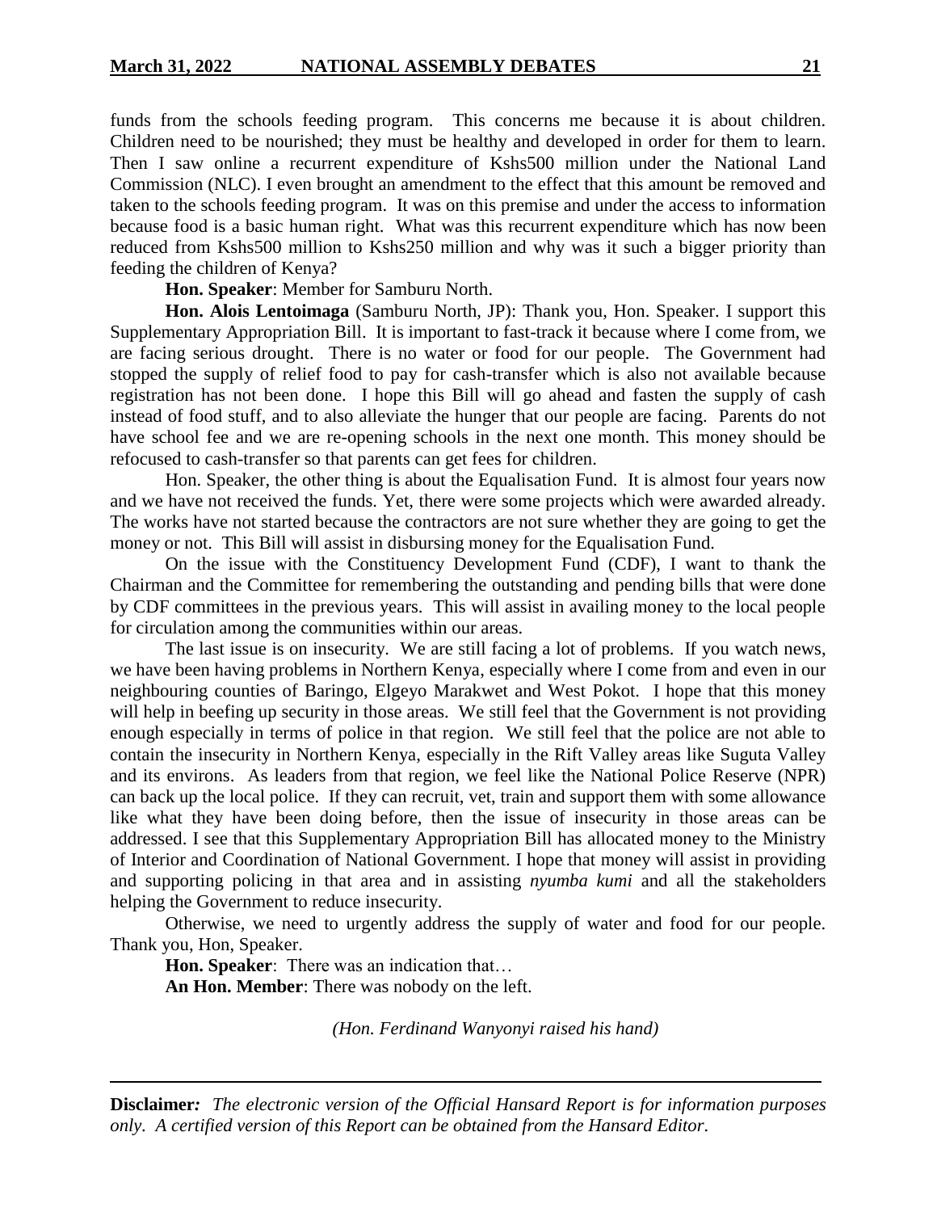funds from the schools feeding program. This concerns me because it is about children. Children need to be nourished; they must be healthy and developed in order for them to learn. Then I saw online a recurrent expenditure of Kshs500 million under the National Land Commission (NLC). I even brought an amendment to the effect that this amount be removed and taken to the schools feeding program. It was on this premise and under the access to information because food is a basic human right. What was this recurrent expenditure which has now been reduced from Kshs500 million to Kshs250 million and why was it such a bigger priority than feeding the children of Kenya?

**Hon. Speaker**: Member for Samburu North.

**Hon. Alois Lentoimaga** (Samburu North, JP): Thank you, Hon. Speaker. I support this Supplementary Appropriation Bill. It is important to fast-track it because where I come from, we are facing serious drought. There is no water or food for our people. The Government had stopped the supply of relief food to pay for cash-transfer which is also not available because registration has not been done. I hope this Bill will go ahead and fasten the supply of cash instead of food stuff, and to also alleviate the hunger that our people are facing. Parents do not have school fee and we are re-opening schools in the next one month. This money should be refocused to cash-transfer so that parents can get fees for children.

Hon. Speaker, the other thing is about the Equalisation Fund. It is almost four years now and we have not received the funds. Yet, there were some projects which were awarded already. The works have not started because the contractors are not sure whether they are going to get the money or not. This Bill will assist in disbursing money for the Equalisation Fund.

On the issue with the Constituency Development Fund (CDF), I want to thank the Chairman and the Committee for remembering the outstanding and pending bills that were done by CDF committees in the previous years. This will assist in availing money to the local people for circulation among the communities within our areas.

The last issue is on insecurity. We are still facing a lot of problems. If you watch news, we have been having problems in Northern Kenya, especially where I come from and even in our neighbouring counties of Baringo, Elgeyo Marakwet and West Pokot. I hope that this money will help in beefing up security in those areas. We still feel that the Government is not providing enough especially in terms of police in that region. We still feel that the police are not able to contain the insecurity in Northern Kenya, especially in the Rift Valley areas like Suguta Valley and its environs. As leaders from that region, we feel like the National Police Reserve (NPR) can back up the local police. If they can recruit, vet, train and support them with some allowance like what they have been doing before, then the issue of insecurity in those areas can be addressed. I see that this Supplementary Appropriation Bill has allocated money to the Ministry of Interior and Coordination of National Government. I hope that money will assist in providing and supporting policing in that area and in assisting *nyumba kumi* and all the stakeholders helping the Government to reduce insecurity.

Otherwise, we need to urgently address the supply of water and food for our people. Thank you, Hon, Speaker.

**Hon. Speaker**: There was an indication that…

**An Hon. Member**: There was nobody on the left.

*(Hon. Ferdinand Wanyonyi raised his hand)*

**Disclaimer***:* *The electronic version of the Official Hansard Report is for information purposes only. A certified version of this Report can be obtained from the Hansard Editor.*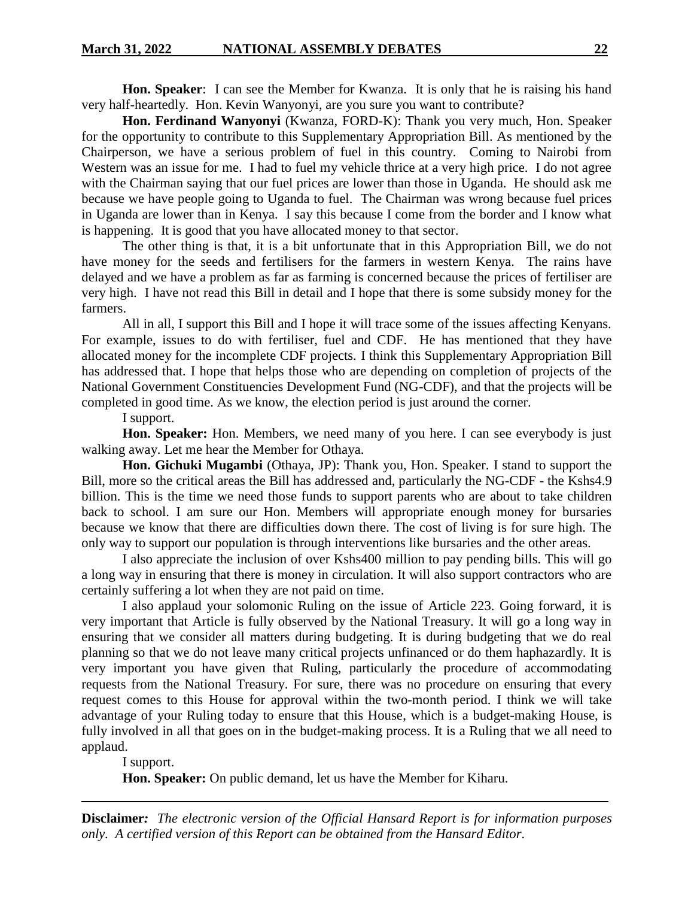**Hon. Speaker**: I can see the Member for Kwanza. It is only that he is raising his hand very half-heartedly. Hon. Kevin Wanyonyi, are you sure you want to contribute?

**Hon. Ferdinand Wanyonyi** (Kwanza, FORD-K): Thank you very much, Hon. Speaker for the opportunity to contribute to this Supplementary Appropriation Bill. As mentioned by the Chairperson, we have a serious problem of fuel in this country. Coming to Nairobi from Western was an issue for me. I had to fuel my vehicle thrice at a very high price. I do not agree with the Chairman saying that our fuel prices are lower than those in Uganda. He should ask me because we have people going to Uganda to fuel. The Chairman was wrong because fuel prices in Uganda are lower than in Kenya. I say this because I come from the border and I know what is happening. It is good that you have allocated money to that sector.

The other thing is that, it is a bit unfortunate that in this Appropriation Bill, we do not have money for the seeds and fertilisers for the farmers in western Kenya. The rains have delayed and we have a problem as far as farming is concerned because the prices of fertiliser are very high. I have not read this Bill in detail and I hope that there is some subsidy money for the farmers.

All in all, I support this Bill and I hope it will trace some of the issues affecting Kenyans. For example, issues to do with fertiliser, fuel and CDF. He has mentioned that they have allocated money for the incomplete CDF projects. I think this Supplementary Appropriation Bill has addressed that. I hope that helps those who are depending on completion of projects of the National Government Constituencies Development Fund (NG-CDF), and that the projects will be completed in good time. As we know, the election period is just around the corner.

I support.

**Hon. Speaker:** Hon. Members, we need many of you here. I can see everybody is just walking away. Let me hear the Member for Othaya.

**Hon. Gichuki Mugambi** (Othaya, JP): Thank you, Hon. Speaker. I stand to support the Bill, more so the critical areas the Bill has addressed and, particularly the NG-CDF - the Kshs4.9 billion. This is the time we need those funds to support parents who are about to take children back to school. I am sure our Hon. Members will appropriate enough money for bursaries because we know that there are difficulties down there. The cost of living is for sure high. The only way to support our population is through interventions like bursaries and the other areas.

I also appreciate the inclusion of over Kshs400 million to pay pending bills. This will go a long way in ensuring that there is money in circulation. It will also support contractors who are certainly suffering a lot when they are not paid on time.

I also applaud your solomonic Ruling on the issue of Article 223. Going forward, it is very important that Article is fully observed by the National Treasury. It will go a long way in ensuring that we consider all matters during budgeting. It is during budgeting that we do real planning so that we do not leave many critical projects unfinanced or do them haphazardly. It is very important you have given that Ruling, particularly the procedure of accommodating requests from the National Treasury. For sure, there was no procedure on ensuring that every request comes to this House for approval within the two-month period. I think we will take advantage of your Ruling today to ensure that this House, which is a budget-making House, is fully involved in all that goes on in the budget-making process. It is a Ruling that we all need to applaud.

I support.

**Hon. Speaker:** On public demand, let us have the Member for Kiharu.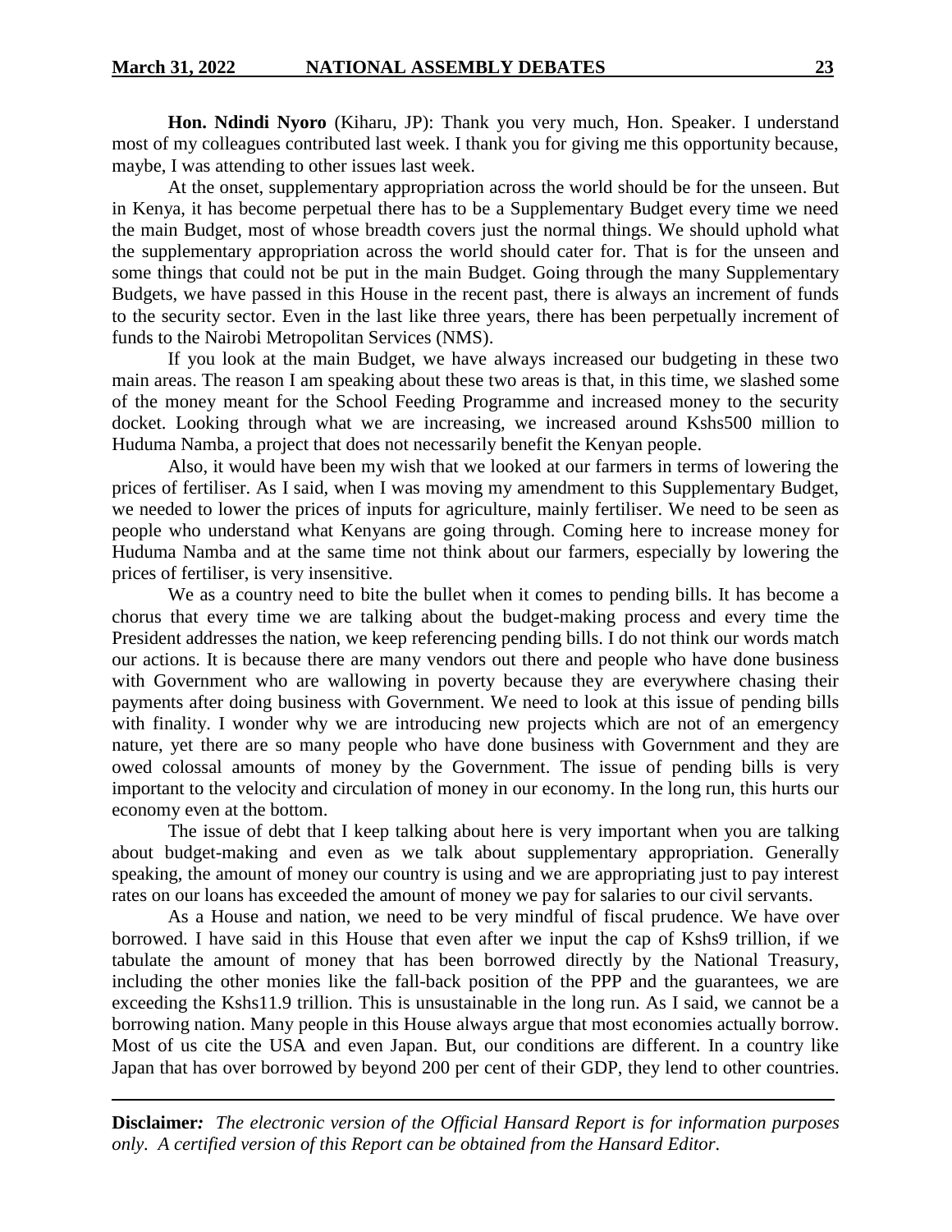**Hon. Ndindi Nyoro** (Kiharu, JP): Thank you very much, Hon. Speaker. I understand most of my colleagues contributed last week. I thank you for giving me this opportunity because, maybe, I was attending to other issues last week.

At the onset, supplementary appropriation across the world should be for the unseen. But in Kenya, it has become perpetual there has to be a Supplementary Budget every time we need the main Budget, most of whose breadth covers just the normal things. We should uphold what the supplementary appropriation across the world should cater for. That is for the unseen and some things that could not be put in the main Budget. Going through the many Supplementary Budgets, we have passed in this House in the recent past, there is always an increment of funds to the security sector. Even in the last like three years, there has been perpetually increment of funds to the Nairobi Metropolitan Services (NMS).

If you look at the main Budget, we have always increased our budgeting in these two main areas. The reason I am speaking about these two areas is that, in this time, we slashed some of the money meant for the School Feeding Programme and increased money to the security docket. Looking through what we are increasing, we increased around Kshs500 million to Huduma Namba, a project that does not necessarily benefit the Kenyan people.

Also, it would have been my wish that we looked at our farmers in terms of lowering the prices of fertiliser. As I said, when I was moving my amendment to this Supplementary Budget, we needed to lower the prices of inputs for agriculture, mainly fertiliser. We need to be seen as people who understand what Kenyans are going through. Coming here to increase money for Huduma Namba and at the same time not think about our farmers, especially by lowering the prices of fertiliser, is very insensitive.

We as a country need to bite the bullet when it comes to pending bills. It has become a chorus that every time we are talking about the budget-making process and every time the President addresses the nation, we keep referencing pending bills. I do not think our words match our actions. It is because there are many vendors out there and people who have done business with Government who are wallowing in poverty because they are everywhere chasing their payments after doing business with Government. We need to look at this issue of pending bills with finality. I wonder why we are introducing new projects which are not of an emergency nature, yet there are so many people who have done business with Government and they are owed colossal amounts of money by the Government. The issue of pending bills is very important to the velocity and circulation of money in our economy. In the long run, this hurts our economy even at the bottom.

The issue of debt that I keep talking about here is very important when you are talking about budget-making and even as we talk about supplementary appropriation. Generally speaking, the amount of money our country is using and we are appropriating just to pay interest rates on our loans has exceeded the amount of money we pay for salaries to our civil servants.

As a House and nation, we need to be very mindful of fiscal prudence. We have over borrowed. I have said in this House that even after we input the cap of Kshs9 trillion, if we tabulate the amount of money that has been borrowed directly by the National Treasury, including the other monies like the fall-back position of the PPP and the guarantees, we are exceeding the Kshs11.9 trillion. This is unsustainable in the long run. As I said, we cannot be a borrowing nation. Many people in this House always argue that most economies actually borrow. Most of us cite the USA and even Japan. But, our conditions are different. In a country like Japan that has over borrowed by beyond 200 per cent of their GDP, they lend to other countries.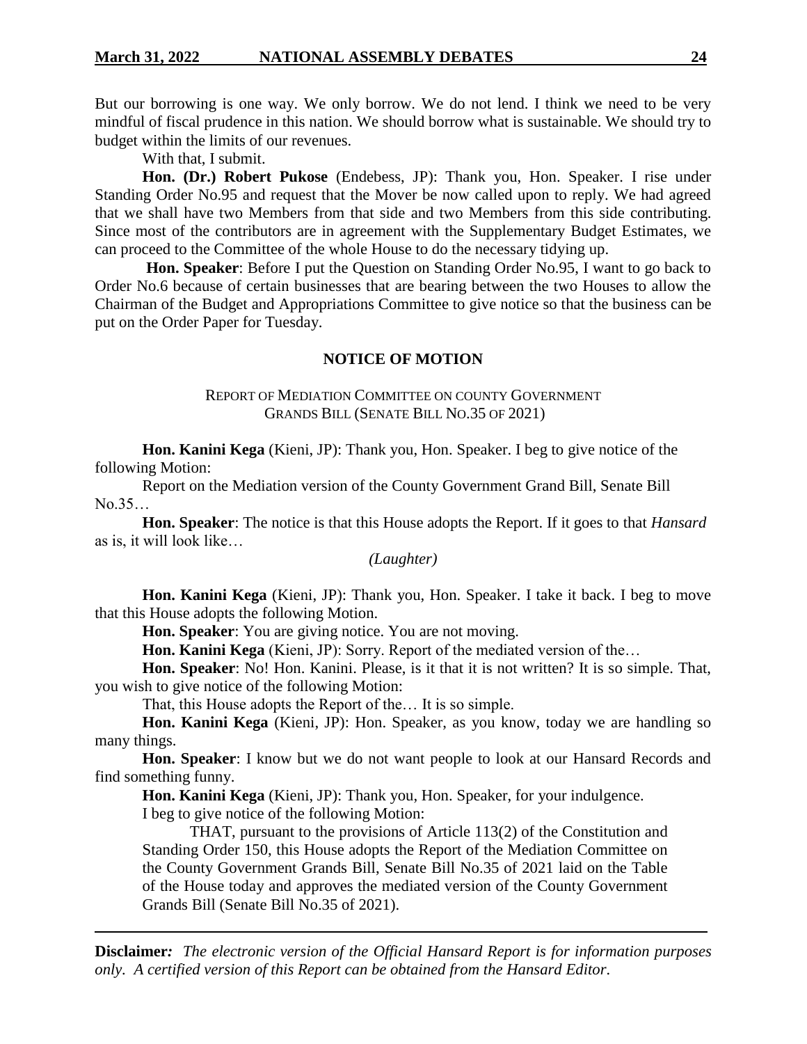But our borrowing is one way. We only borrow. We do not lend. I think we need to be very mindful of fiscal prudence in this nation. We should borrow what is sustainable. We should try to budget within the limits of our revenues.

With that, I submit.

**Hon. (Dr.) Robert Pukose** (Endebess, JP): Thank you, Hon. Speaker. I rise under Standing Order No.95 and request that the Mover be now called upon to reply. We had agreed that we shall have two Members from that side and two Members from this side contributing. Since most of the contributors are in agreement with the Supplementary Budget Estimates, we can proceed to the Committee of the whole House to do the necessary tidying up.

**Hon. Speaker**: Before I put the Question on Standing Order No.95, I want to go back to Order No.6 because of certain businesses that are bearing between the two Houses to allow the Chairman of the Budget and Appropriations Committee to give notice so that the business can be put on the Order Paper for Tuesday.

## NOTICE OF MOTION

### REPORT OF MEDIATION COMMITTEE ON COUNTY GOVERNMENT GRANDS BILL (SENATE BILL NO.35 OF 2021)

**Hon. Kanini Kega** (Kieni, JP): Thank you, Hon. Speaker. I beg to give notice of the following Motion:

Report on the Mediation version of the County Government Grand Bill, Senate Bill No.35…

**Hon. Speaker**: The notice is that this House adopts the Report. If it goes to that *Hansard* as is, it will look like…

*(Laughter)*

**Hon. Kanini Kega** (Kieni, JP): Thank you, Hon. Speaker. I take it back. I beg to move that this House adopts the following Motion.

**Hon. Speaker**: You are giving notice. You are not moving.

**Hon. Kanini Kega** (Kieni, JP): Sorry. Report of the mediated version of the…

**Hon. Speaker**: No! Hon. Kanini. Please, is it that it is not written? It is so simple. That, you wish to give notice of the following Motion:

That, this House adopts the Report of the… It is so simple.

**Hon. Kanini Kega** (Kieni, JP): Hon. Speaker, as you know, today we are handling so many things.

**Hon. Speaker**: I know but we do not want people to look at our Hansard Records and find something funny.

**Hon. Kanini Kega** (Kieni, JP): Thank you, Hon. Speaker, for your indulgence.

I beg to give notice of the following Motion:

> THAT, pursuant to the provisions of Article 113(2) of the Constitution and Standing Order 150, this House adopts the Report of the Mediation Committee on the County Government Grands Bill, Senate Bill No.35 of 2021 laid on the Table of the House today and approves the mediated version of the County Government Grands Bill (Senate Bill No.35 of 2021).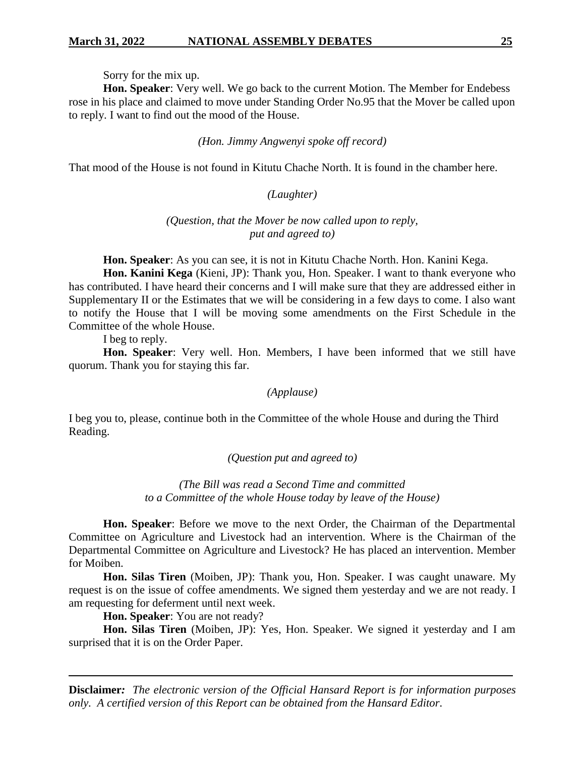Sorry for the mix up.

**Hon. Speaker**: Very well. We go back to the current Motion. The Member for Endebess rose in his place and claimed to move under Standing Order No.95 that the Mover be called upon to reply. I want to find out the mood of the House.

*(Hon. Jimmy Angwenyi spoke off record)*

That mood of the House is not found in Kitutu Chache North. It is found in the chamber here.

*(Laughter)*

*(Question, that the Mover be now called upon to reply, put and agreed to)*

**Hon. Speaker**: As you can see, it is not in Kitutu Chache North. Hon. Kanini Kega.

**Hon. Kanini Kega** (Kieni, JP): Thank you, Hon. Speaker. I want to thank everyone who has contributed. I have heard their concerns and I will make sure that they are addressed either in Supplementary II or the Estimates that we will be considering in a few days to come. I also want to notify the House that I will be moving some amendments on the First Schedule in the Committee of the whole House.

I beg to reply.

**Hon. Speaker**: Very well. Hon. Members, I have been informed that we still have quorum. Thank you for staying this far.

*(Applause)*

I beg you to, please, continue both in the Committee of the whole House and during the Third Reading.

*(Question put and agreed to)*

*(The Bill was read a Second Time and committed to a Committee of the whole House today by leave of the House)*

**Hon. Speaker**: Before we move to the next Order, the Chairman of the Departmental Committee on Agriculture and Livestock had an intervention. Where is the Chairman of the Departmental Committee on Agriculture and Livestock? He has placed an intervention. Member for Moiben.

**Hon. Silas Tiren** (Moiben, JP): Thank you, Hon. Speaker. I was caught unaware. My request is on the issue of coffee amendments. We signed them yesterday and we are not ready. I am requesting for deferment until next week.

**Hon. Speaker**: You are not ready?

**Hon. Silas Tiren** (Moiben, JP): Yes, Hon. Speaker. We signed it yesterday and I am surprised that it is on the Order Paper.

**Disclaimer***:* *The electronic version of the Official Hansard Report is for information purposes only. A certified version of this Report can be obtained from the Hansard Editor.*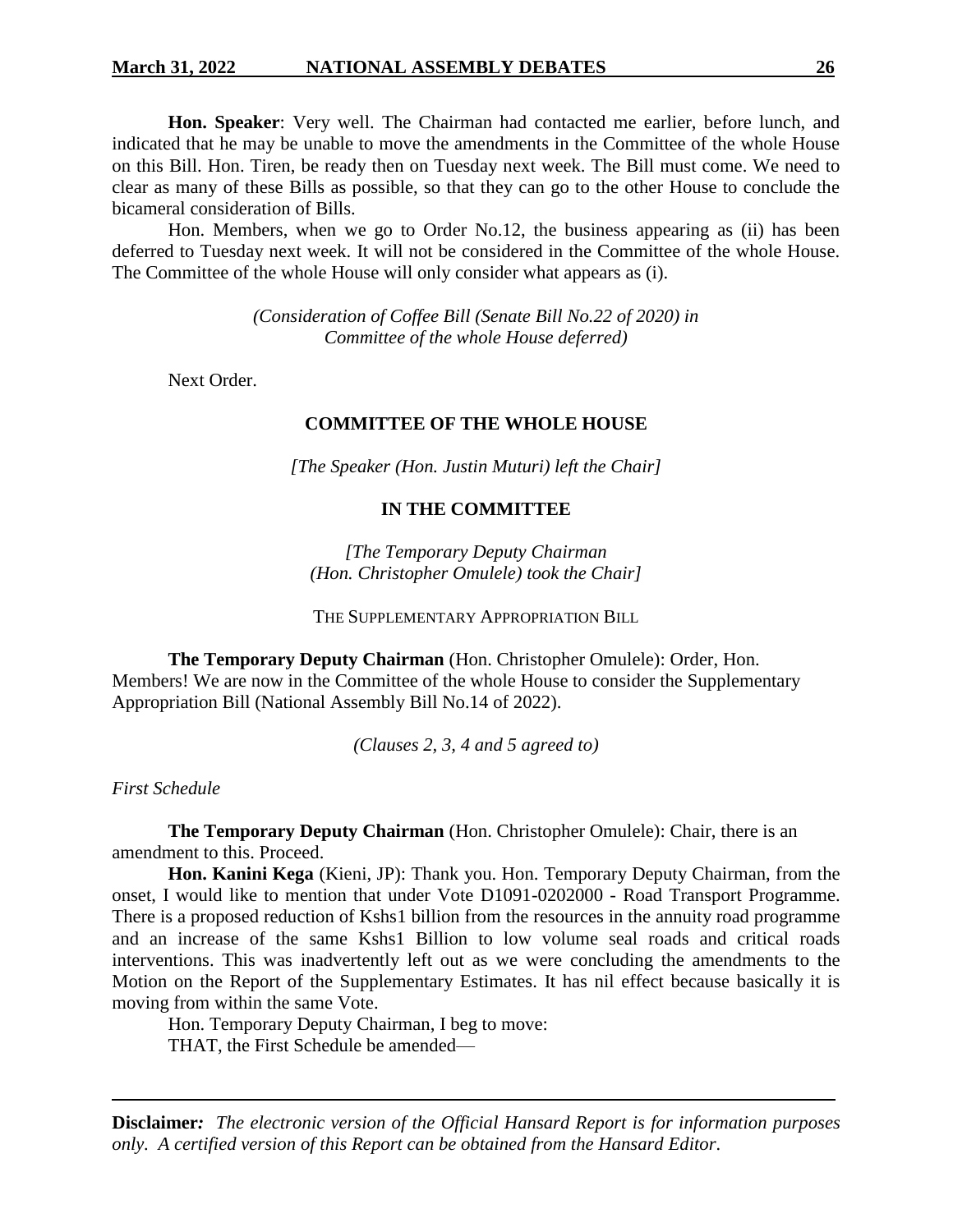**Hon. Speaker**: Very well. The Chairman had contacted me earlier, before lunch, and indicated that he may be unable to move the amendments in the Committee of the whole House on this Bill. Hon. Tiren, be ready then on Tuesday next week. The Bill must come. We need to clear as many of these Bills as possible, so that they can go to the other House to conclude the bicameral consideration of Bills.

Hon. Members, when we go to Order No.12, the business appearing as (ii) has been deferred to Tuesday next week. It will not be considered in the Committee of the whole House. The Committee of the whole House will only consider what appears as (i).

*(Consideration of Coffee Bill (Senate Bill No.22 of 2020) in Committee of the whole House deferred)*

Next Order.

**COMMITTEE OF THE WHOLE HOUSE**

*[The Speaker (Hon. Justin Muturi) left the Chair]*

**IN THE COMMITTEE**

*[The Temporary Deputy Chairman (Hon. Christopher Omulele) took the Chair]*

THE SUPPLEMENTARY APPROPRIATION BILL

**The Temporary Deputy Chairman** (Hon. Christopher Omulele): Order, Hon. Members! We are now in the Committee of the whole House to consider the Supplementary Appropriation Bill (National Assembly Bill No.14 of 2022).

*(Clauses 2, 3, 4 and 5 agreed to)*

*First Schedule*

**The Temporary Deputy Chairman** (Hon. Christopher Omulele): Chair, there is an amendment to this. Proceed.

**Hon. Kanini Kega** (Kieni, JP): Thank you. Hon. Temporary Deputy Chairman, from the onset, I would like to mention that under Vote D1091-0202000 - Road Transport Programme. There is a proposed reduction of Kshs1 billion from the resources in the annuity road programme and an increase of the same Kshs1 Billion to low volume seal roads and critical roads interventions. This was inadvertently left out as we were concluding the amendments to the Motion on the Report of the Supplementary Estimates. It has nil effect because basically it is moving from within the same Vote.

Hon. Temporary Deputy Chairman, I beg to move:

THAT, the First Schedule be amended—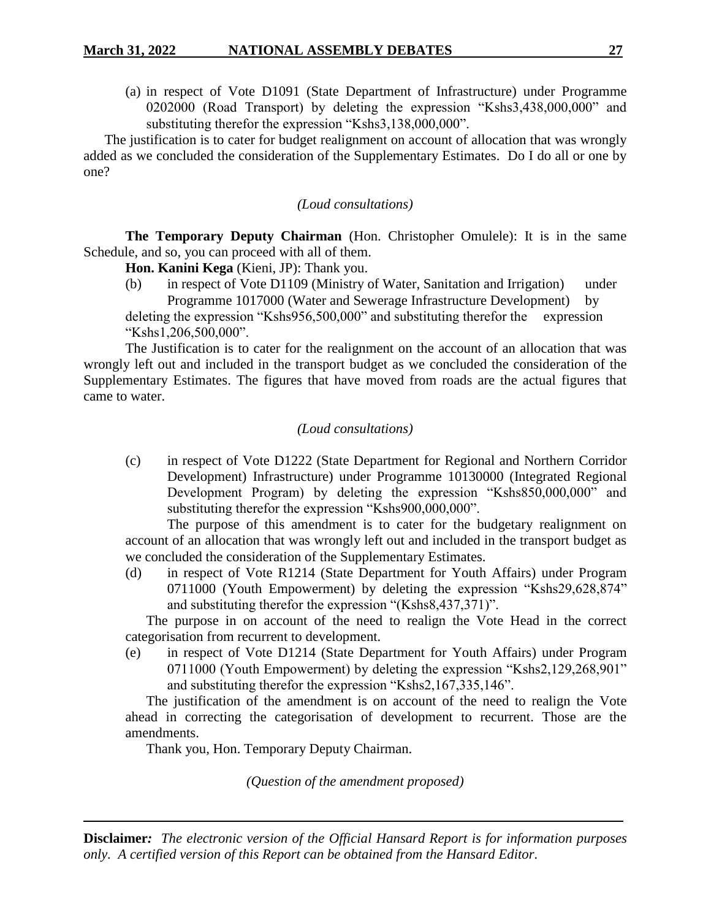(a) in respect of Vote D1091 (State Department of Infrastructure) under Programme 0202000 (Road Transport) by deleting the expression "Kshs3,438,000,000" and substituting therefor the expression "Kshs3,138,000,000".

The justification is to cater for budget realignment on account of allocation that was wrongly added as we concluded the consideration of the Supplementary Estimates. Do I do all or one by one?

*(Loud consultations)*

**The Temporary Deputy Chairman** (Hon. Christopher Omulele): It is in the same Schedule, and so, you can proceed with all of them.

**Hon. Kanini Kega** (Kieni, JP): Thank you.

(b) in respect of Vote D1109 (Ministry of Water, Sanitation and Irrigation) under Programme 1017000 (Water and Sewerage Infrastructure Development) by deleting the expression "Kshs956,500,000" and substituting therefor the expression "Kshs1,206,500,000".

The Justification is to cater for the realignment on the account of an allocation that was wrongly left out and included in the transport budget as we concluded the consideration of the Supplementary Estimates. The figures that have moved from roads are the actual figures that came to water.

*(Loud consultations)*

(c) in respect of Vote D1222 (State Department for Regional and Northern Corridor Development) Infrastructure) under Programme 10130000 (Integrated Regional Development Program) by deleting the expression "Kshs850,000,000" and substituting therefor the expression "Kshs900,000,000".

The purpose of this amendment is to cater for the budgetary realignment on account of an allocation that was wrongly left out and included in the transport budget as we concluded the consideration of the Supplementary Estimates.

(d) in respect of Vote R1214 (State Department for Youth Affairs) under Program 0711000 (Youth Empowerment) by deleting the expression "Kshs29,628,874" and substituting therefor the expression "(Kshs8,437,371)".

The purpose in on account of the need to realign the Vote Head in the correct categorisation from recurrent to development.

(e) in respect of Vote D1214 (State Department for Youth Affairs) under Program 0711000 (Youth Empowerment) by deleting the expression "Kshs2,129,268,901" and substituting therefor the expression "Kshs2,167,335,146".

The justification of the amendment is on account of the need to realign the Vote ahead in correcting the categorisation of development to recurrent. Those are the amendments.

Thank you, Hon. Temporary Deputy Chairman.

*(Question of the amendment proposed)*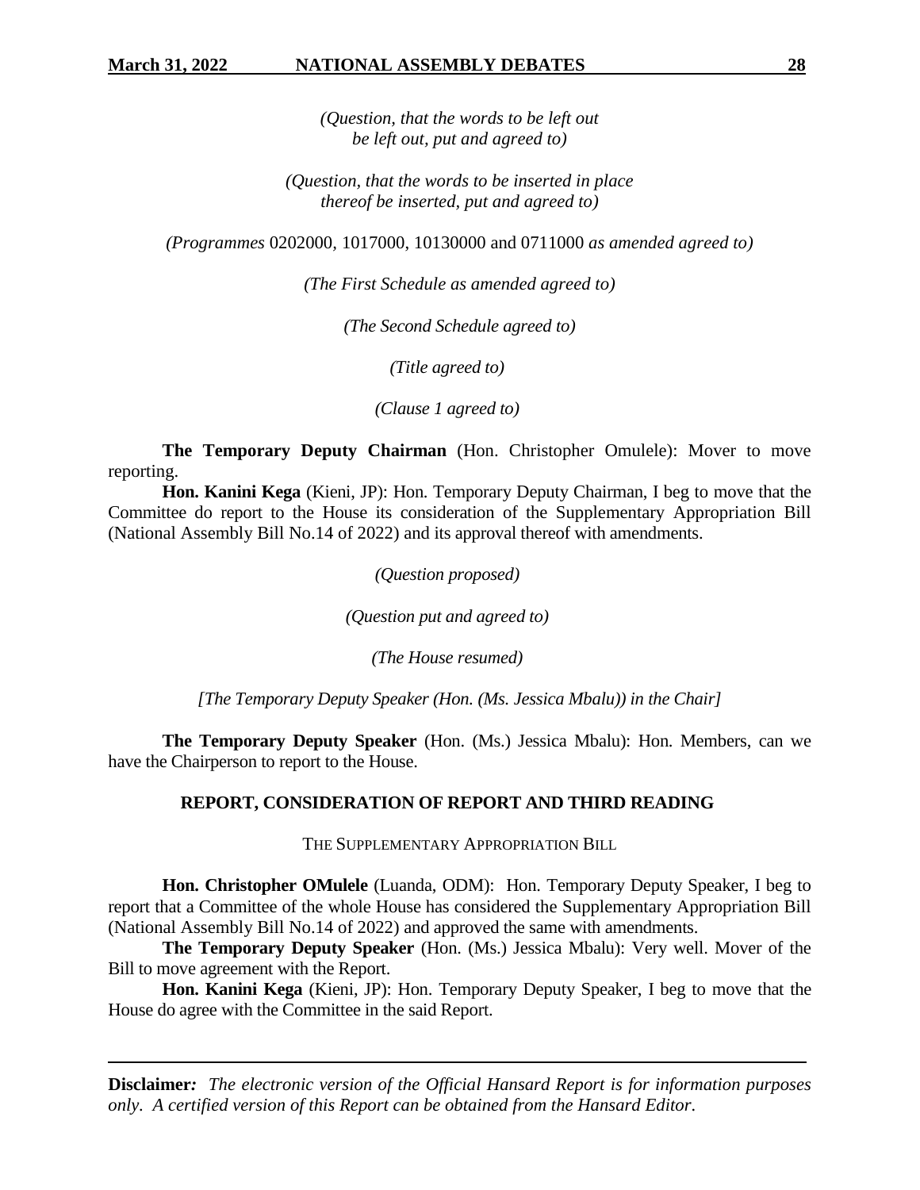*(Question, that the words to be left out be left out, put and agreed to)*

*(Question, that the words to be inserted in place thereof be inserted, put and agreed to)*

*(Programmes* 0202000, 1017000, 10130000 and 0711000 *as amended agreed to)*

*(The First Schedule as amended agreed to)*

*(The Second Schedule agreed to)*

*(Title agreed to)*

*(Clause 1 agreed to)*

**The Temporary Deputy Chairman** (Hon. Christopher Omulele): Mover to move reporting.

**Hon. Kanini Kega** (Kieni, JP): Hon. Temporary Deputy Chairman, I beg to move that the Committee do report to the House its consideration of the Supplementary Appropriation Bill (National Assembly Bill No.14 of 2022) and its approval thereof with amendments.

*(Question proposed)*

*(Question put and agreed to)*

*(The House resumed)*

*[The Temporary Deputy Speaker (Hon. (Ms. Jessica Mbalu)) in the Chair]*

**The Temporary Deputy Speaker** (Hon. (Ms.) Jessica Mbalu): Hon. Members, can we have the Chairperson to report to the House.

## REPORT, CONSIDERATION OF REPORT AND THIRD READING

### THE SUPPLEMENTARY APPROPRIATION BILL

**Hon. Christopher OMulele** (Luanda, ODM): Hon. Temporary Deputy Speaker, I beg to report that a Committee of the whole House has considered the Supplementary Appropriation Bill (National Assembly Bill No.14 of 2022) and approved the same with amendments.

**The Temporary Deputy Speaker** (Hon. (Ms.) Jessica Mbalu): Very well. Mover of the Bill to move agreement with the Report.

**Hon. Kanini Kega** (Kieni, JP): Hon. Temporary Deputy Speaker, I beg to move that the House do agree with the Committee in the said Report.

**Disclaimer***:* *The electronic version of the Official Hansard Report is for information purposes only. A certified version of this Report can be obtained from the Hansard Editor.*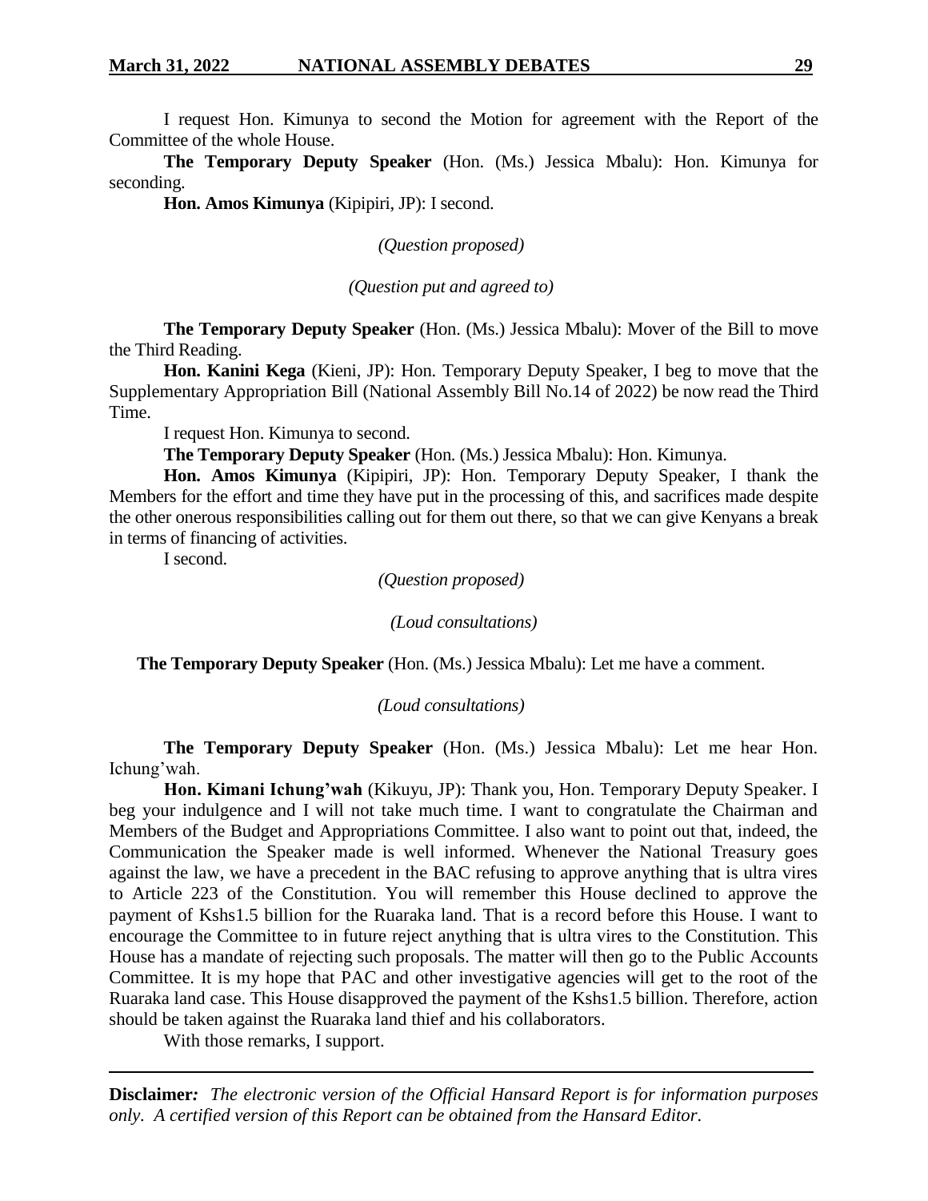I request Hon. Kimunya to second the Motion for agreement with the Report of the Committee of the whole House.

**The Temporary Deputy Speaker** (Hon. (Ms.) Jessica Mbalu): Hon. Kimunya for seconding.

**Hon. Amos Kimunya** (Kipipiri, JP): I second.

*(Question proposed)*

*(Question put and agreed to)*

**The Temporary Deputy Speaker** (Hon. (Ms.) Jessica Mbalu): Mover of the Bill to move the Third Reading.

**Hon. Kanini Kega** (Kieni, JP): Hon. Temporary Deputy Speaker, I beg to move that the Supplementary Appropriation Bill (National Assembly Bill No.14 of 2022) be now read the Third Time.

I request Hon. Kimunya to second.

**The Temporary Deputy Speaker** (Hon. (Ms.) Jessica Mbalu): Hon. Kimunya.

**Hon. Amos Kimunya** (Kipipiri, JP): Hon. Temporary Deputy Speaker, I thank the Members for the effort and time they have put in the processing of this, and sacrifices made despite the other onerous responsibilities calling out for them out there, so that we can give Kenyans a break in terms of financing of activities.

I second.

*(Question proposed)*

*(Loud consultations)*

**The Temporary Deputy Speaker** (Hon. (Ms.) Jessica Mbalu): Let me have a comment.

*(Loud consultations)*

**The Temporary Deputy Speaker** (Hon. (Ms.) Jessica Mbalu): Let me hear Hon. Ichung'wah.

**Hon. Kimani Ichung'wah** (Kikuyu, JP): Thank you, Hon. Temporary Deputy Speaker. I beg your indulgence and I will not take much time. I want to congratulate the Chairman and Members of the Budget and Appropriations Committee. I also want to point out that, indeed, the Communication the Speaker made is well informed. Whenever the National Treasury goes against the law, we have a precedent in the BAC refusing to approve anything that is ultra vires to Article 223 of the Constitution. You will remember this House declined to approve the payment of Kshs1.5 billion for the Ruaraka land. That is a record before this House. I want to encourage the Committee to in future reject anything that is ultra vires to the Constitution. This House has a mandate of rejecting such proposals. The matter will then go to the Public Accounts Committee. It is my hope that PAC and other investigative agencies will get to the root of the Ruaraka land case. This House disapproved the payment of the Kshs1.5 billion. Therefore, action should be taken against the Ruaraka land thief and his collaborators.

With those remarks, I support.

**Disclaimer***:* *The electronic version of the Official Hansard Report is for information purposes only. A certified version of this Report can be obtained from the Hansard Editor.*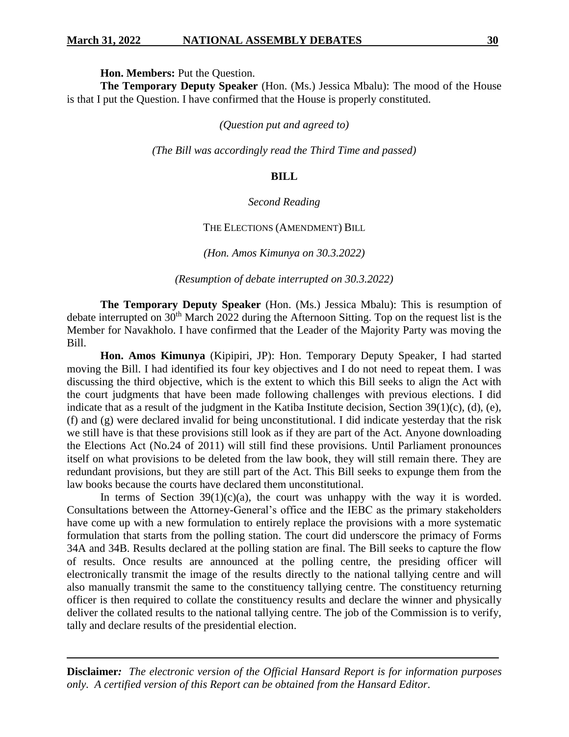**Hon. Members:** Put the Question.

**The Temporary Deputy Speaker** (Hon. (Ms.) Jessica Mbalu): The mood of the House is that I put the Question. I have confirmed that the House is properly constituted.

*(Question put and agreed to)*

*(The Bill was accordingly read the Third Time and passed)*

**BILL**

*Second Reading*

THE ELECTIONS (AMENDMENT) BILL

*(Hon. Amos Kimunya on 30.3.2022)*

*(Resumption of debate interrupted on 30.3.2022)*

**The Temporary Deputy Speaker** (Hon. (Ms.) Jessica Mbalu): This is resumption of debate interrupted on 30th March 2022 during the Afternoon Sitting. Top on the request list is the Member for Navakholo. I have confirmed that the Leader of the Majority Party was moving the Bill.

**Hon. Amos Kimunya** (Kipipiri, JP): Hon. Temporary Deputy Speaker, I had started moving the Bill. I had identified its four key objectives and I do not need to repeat them. I was discussing the third objective, which is the extent to which this Bill seeks to align the Act with the court judgments that have been made following challenges with previous elections. I did indicate that as a result of the judgment in the Katiba Institute decision, Section 39(1)(c), (d), (e), (f) and (g) were declared invalid for being unconstitutional. I did indicate yesterday that the risk we still have is that these provisions still look as if they are part of the Act. Anyone downloading the Elections Act (No.24 of 2011) will still find these provisions. Until Parliament pronounces itself on what provisions to be deleted from the law book, they will still remain there. They are redundant provisions, but they are still part of the Act. This Bill seeks to expunge them from the law books because the courts have declared them unconstitutional.

In terms of Section 39(1)(c)(a), the court was unhappy with the way it is worded. Consultations between the Attorney-General's office and the IEBC as the primary stakeholders have come up with a new formulation to entirely replace the provisions with a more systematic formulation that starts from the polling station. The court did underscore the primacy of Forms 34A and 34B. Results declared at the polling station are final. The Bill seeks to capture the flow of results. Once results are announced at the polling centre, the presiding officer will electronically transmit the image of the results directly to the national tallying centre and will also manually transmit the same to the constituency tallying centre. The constituency returning officer is then required to collate the constituency results and declare the winner and physically deliver the collated results to the national tallying centre. The job of the Commission is to verify, tally and declare results of the presidential election.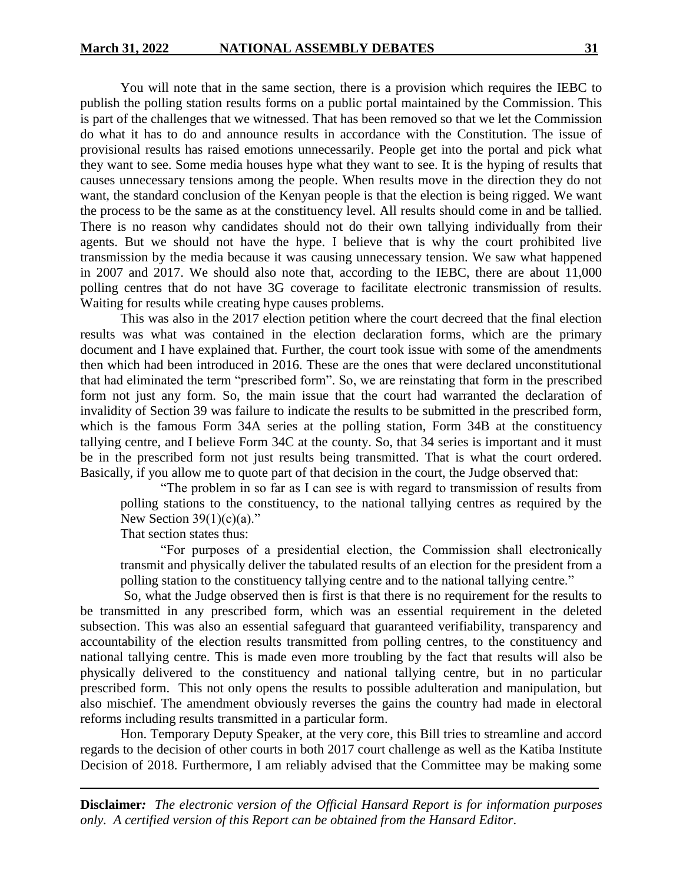You will note that in the same section, there is a provision which requires the IEBC to publish the polling station results forms on a public portal maintained by the Commission. This is part of the challenges that we witnessed. That has been removed so that we let the Commission do what it has to do and announce results in accordance with the Constitution. The issue of provisional results has raised emotions unnecessarily. People get into the portal and pick what they want to see. Some media houses hype what they want to see. It is the hyping of results that causes unnecessary tensions among the people. When results move in the direction they do not want, the standard conclusion of the Kenyan people is that the election is being rigged. We want the process to be the same as at the constituency level. All results should come in and be tallied. There is no reason why candidates should not do their own tallying individually from their agents. But we should not have the hype. I believe that is why the court prohibited live transmission by the media because it was causing unnecessary tension. We saw what happened in 2007 and 2017. We should also note that, according to the IEBC, there are about 11,000 polling centres that do not have 3G coverage to facilitate electronic transmission of results. Waiting for results while creating hype causes problems.

This was also in the 2017 election petition where the court decreed that the final election results was what was contained in the election declaration forms, which are the primary document and I have explained that. Further, the court took issue with some of the amendments then which had been introduced in 2016. These are the ones that were declared unconstitutional that had eliminated the term "prescribed form". So, we are reinstating that form in the prescribed form not just any form. So, the main issue that the court had warranted the declaration of invalidity of Section 39 was failure to indicate the results to be submitted in the prescribed form, which is the famous Form 34A series at the polling station, Form 34B at the constituency tallying centre, and I believe Form 34C at the county. So, that 34 series is important and it must be in the prescribed form not just results being transmitted. That is what the court ordered. Basically, if you allow me to quote part of that decision in the court, the Judge observed that:

> "The problem in so far as I can see is with regard to transmission of results from polling stations to the constituency, to the national tallying centres as required by the New Section 39(1)(c)(a)."

That section states thus:

> "For purposes of a presidential election, the Commission shall electronically transmit and physically deliver the tabulated results of an election for the president from a polling station to the constituency tallying centre and to the national tallying centre."

So, what the Judge observed then is first is that there is no requirement for the results to be transmitted in any prescribed form, which was an essential requirement in the deleted subsection. This was also an essential safeguard that guaranteed verifiability, transparency and accountability of the election results transmitted from polling centres, to the constituency and national tallying centre. This is made even more troubling by the fact that results will also be physically delivered to the constituency and national tallying centre, but in no particular prescribed form. This not only opens the results to possible adulteration and manipulation, but also mischief. The amendment obviously reverses the gains the country had made in electoral reforms including results transmitted in a particular form.

Hon. Temporary Deputy Speaker, at the very core, this Bill tries to streamline and accord regards to the decision of other courts in both 2017 court challenge as well as the Katiba Institute Decision of 2018. Furthermore, I am reliably advised that the Committee may be making some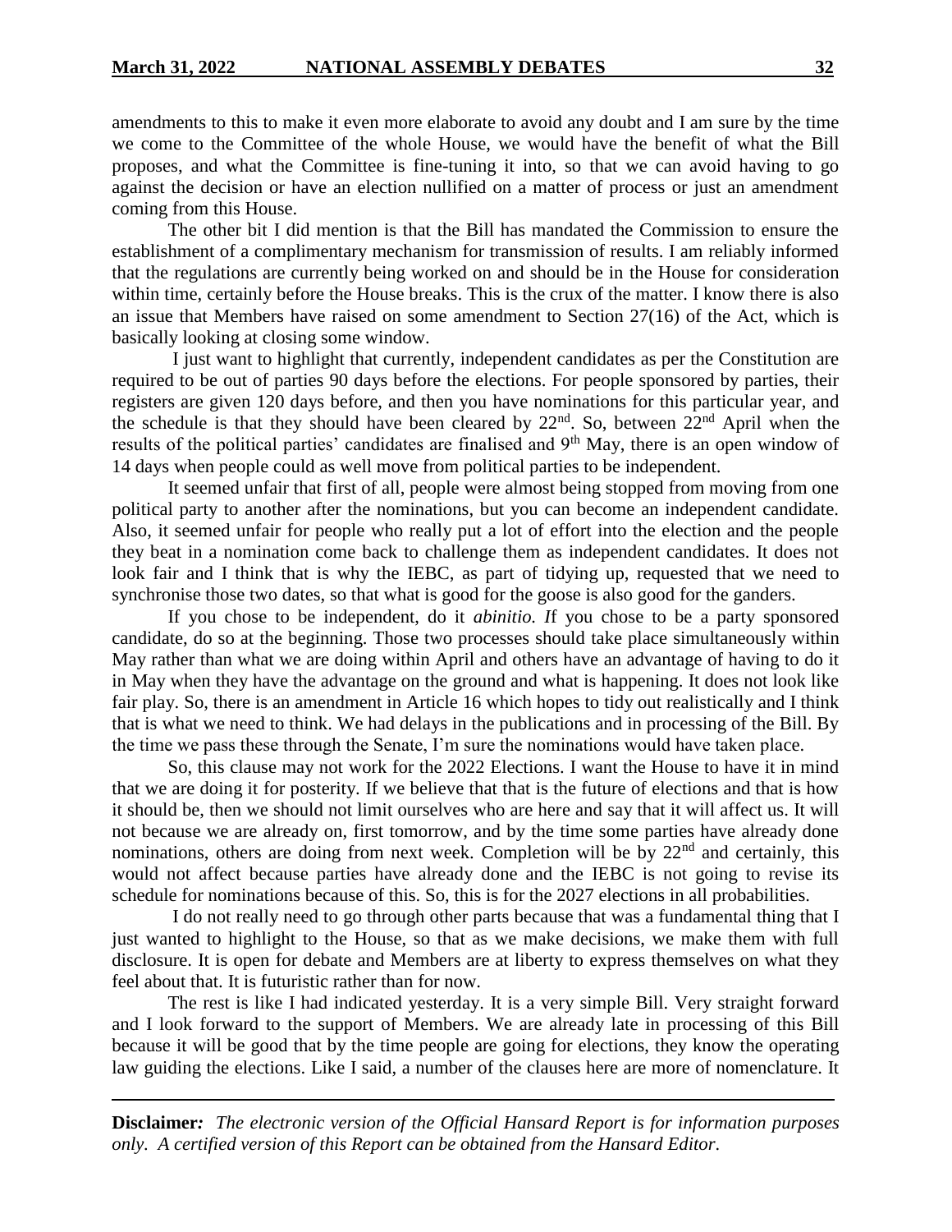amendments to this to make it even more elaborate to avoid any doubt and I am sure by the time we come to the Committee of the whole House, we would have the benefit of what the Bill proposes, and what the Committee is fine-tuning it into, so that we can avoid having to go against the decision or have an election nullified on a matter of process or just an amendment coming from this House.

The other bit I did mention is that the Bill has mandated the Commission to ensure the establishment of a complimentary mechanism for transmission of results. I am reliably informed that the regulations are currently being worked on and should be in the House for consideration within time, certainly before the House breaks. This is the crux of the matter. I know there is also an issue that Members have raised on some amendment to Section 27(16) of the Act, which is basically looking at closing some window.

I just want to highlight that currently, independent candidates as per the Constitution are required to be out of parties 90 days before the elections. For people sponsored by parties, their registers are given 120 days before, and then you have nominations for this particular year, and the schedule is that they should have been cleared by 22nd. So, between 22nd April when the results of the political parties' candidates are finalised and 9th May, there is an open window of 14 days when people could as well move from political parties to be independent.

It seemed unfair that first of all, people were almost being stopped from moving from one political party to another after the nominations, but you can become an independent candidate. Also, it seemed unfair for people who really put a lot of effort into the election and the people they beat in a nomination come back to challenge them as independent candidates. It does not look fair and I think that is why the IEBC, as part of tidying up, requested that we need to synchronise those two dates, so that what is good for the goose is also good for the ganders.

If you chose to be independent, do it *abinitio. I*f you chose to be a party sponsored candidate, do so at the beginning. Those two processes should take place simultaneously within May rather than what we are doing within April and others have an advantage of having to do it in May when they have the advantage on the ground and what is happening. It does not look like fair play. So, there is an amendment in Article 16 which hopes to tidy out realistically and I think that is what we need to think. We had delays in the publications and in processing of the Bill. By the time we pass these through the Senate, I'm sure the nominations would have taken place.

So, this clause may not work for the 2022 Elections. I want the House to have it in mind that we are doing it for posterity. If we believe that that is the future of elections and that is how it should be, then we should not limit ourselves who are here and say that it will affect us. It will not because we are already on, first tomorrow, and by the time some parties have already done nominations, others are doing from next week. Completion will be by 22nd and certainly, this would not affect because parties have already done and the IEBC is not going to revise its schedule for nominations because of this. So, this is for the 2027 elections in all probabilities.

I do not really need to go through other parts because that was a fundamental thing that I just wanted to highlight to the House, so that as we make decisions, we make them with full disclosure. It is open for debate and Members are at liberty to express themselves on what they feel about that. It is futuristic rather than for now.

The rest is like I had indicated yesterday. It is a very simple Bill. Very straight forward and I look forward to the support of Members. We are already late in processing of this Bill because it will be good that by the time people are going for elections, they know the operating law guiding the elections. Like I said, a number of the clauses here are more of nomenclature. It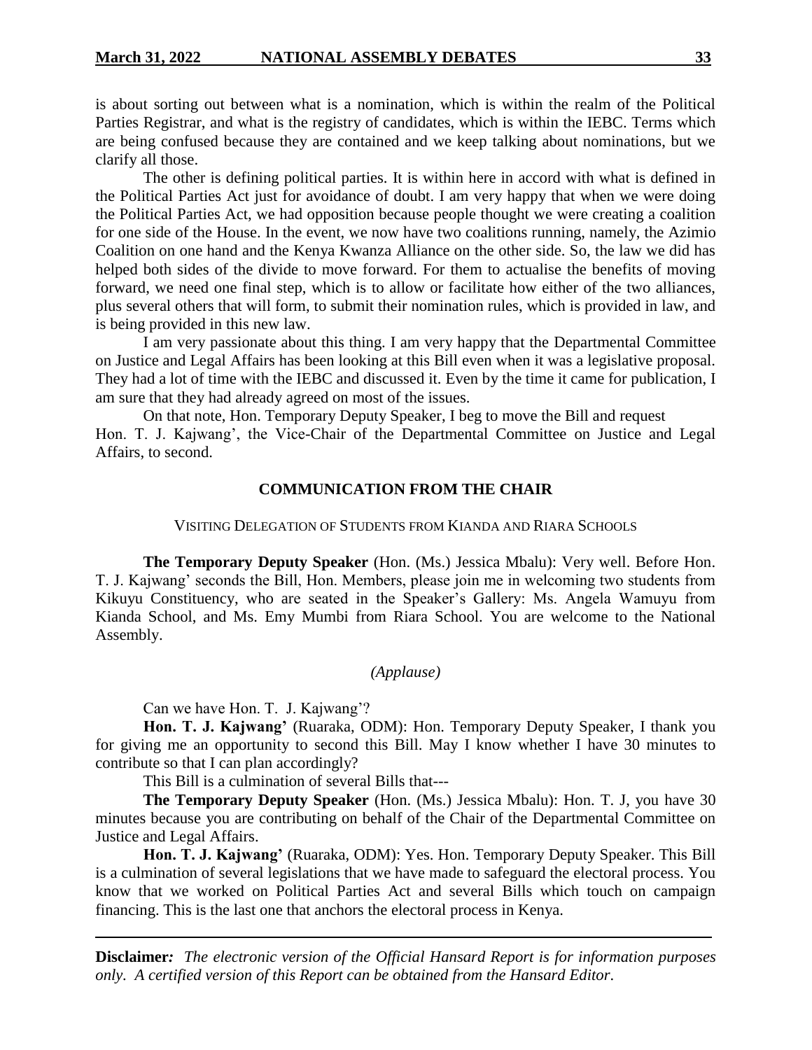is about sorting out between what is a nomination, which is within the realm of the Political Parties Registrar, and what is the registry of candidates, which is within the IEBC. Terms which are being confused because they are contained and we keep talking about nominations, but we clarify all those.

The other is defining political parties. It is within here in accord with what is defined in the Political Parties Act just for avoidance of doubt. I am very happy that when we were doing the Political Parties Act, we had opposition because people thought we were creating a coalition for one side of the House. In the event, we now have two coalitions running, namely, the Azimio Coalition on one hand and the Kenya Kwanza Alliance on the other side. So, the law we did has helped both sides of the divide to move forward. For them to actualise the benefits of moving forward, we need one final step, which is to allow or facilitate how either of the two alliances, plus several others that will form, to submit their nomination rules, which is provided in law, and is being provided in this new law.

I am very passionate about this thing. I am very happy that the Departmental Committee on Justice and Legal Affairs has been looking at this Bill even when it was a legislative proposal. They had a lot of time with the IEBC and discussed it. Even by the time it came for publication, I am sure that they had already agreed on most of the issues.

On that note, Hon. Temporary Deputy Speaker, I beg to move the Bill and request Hon. T. J. Kajwang', the Vice-Chair of the Departmental Committee on Justice and Legal Affairs, to second.

## COMMUNICATION FROM THE CHAIR

### VISITING DELEGATION OF STUDENTS FROM KIANDA AND RIARA SCHOOLS

**The Temporary Deputy Speaker** (Hon. (Ms.) Jessica Mbalu): Very well. Before Hon. T. J. Kajwang' seconds the Bill, Hon. Members, please join me in welcoming two students from Kikuyu Constituency, who are seated in the Speaker's Gallery: Ms. Angela Wamuyu from Kianda School, and Ms. Emy Mumbi from Riara School. You are welcome to the National Assembly.

*(Applause)*

Can we have Hon. T. J. Kajwang'?

**Hon. T. J. Kajwang'** (Ruaraka, ODM): Hon. Temporary Deputy Speaker, I thank you for giving me an opportunity to second this Bill. May I know whether I have 30 minutes to contribute so that I can plan accordingly?

This Bill is a culmination of several Bills that---

**The Temporary Deputy Speaker** (Hon. (Ms.) Jessica Mbalu): Hon. T. J, you have 30 minutes because you are contributing on behalf of the Chair of the Departmental Committee on Justice and Legal Affairs.

**Hon. T. J. Kajwang'** (Ruaraka, ODM): Yes. Hon. Temporary Deputy Speaker. This Bill is a culmination of several legislations that we have made to safeguard the electoral process. You know that we worked on Political Parties Act and several Bills which touch on campaign financing. This is the last one that anchors the electoral process in Kenya.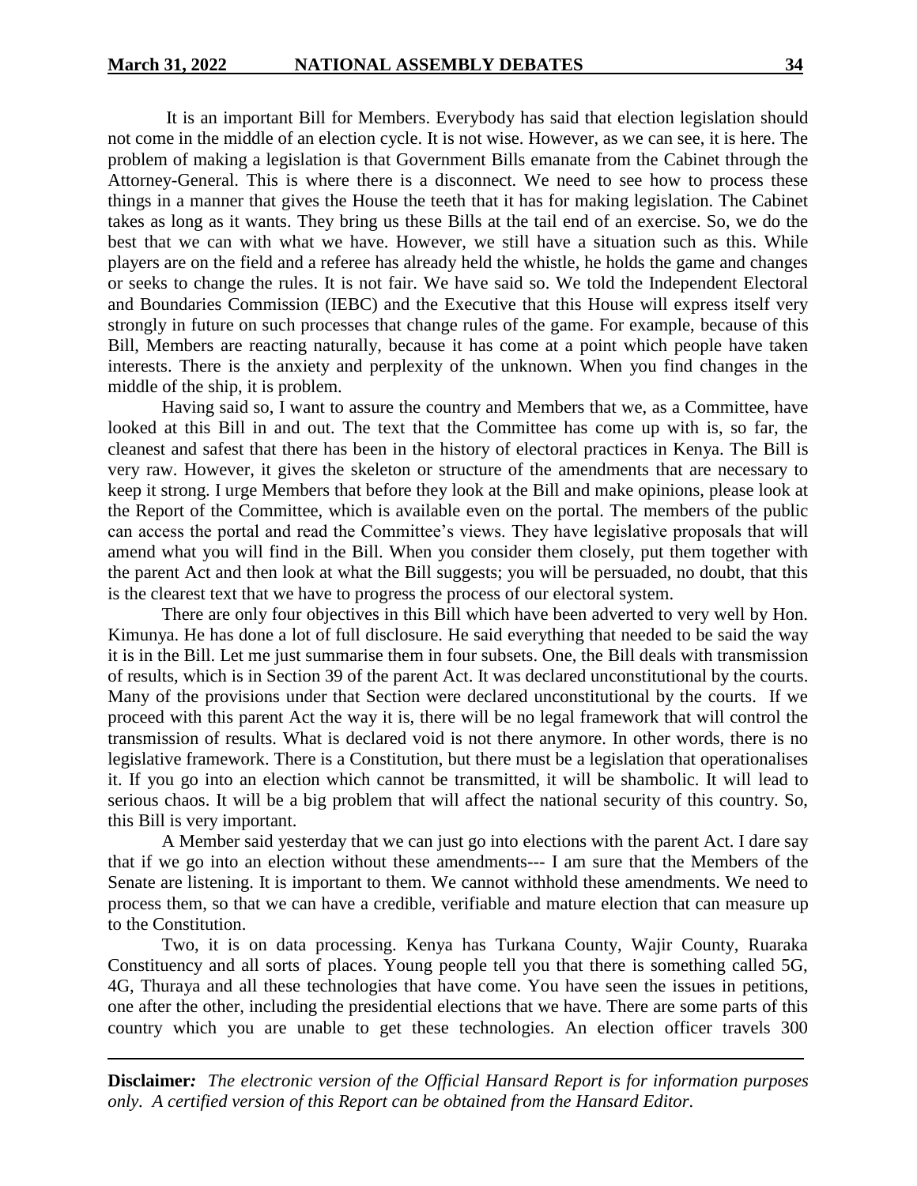It is an important Bill for Members. Everybody has said that election legislation should not come in the middle of an election cycle. It is not wise. However, as we can see, it is here. The problem of making a legislation is that Government Bills emanate from the Cabinet through the Attorney-General. This is where there is a disconnect. We need to see how to process these things in a manner that gives the House the teeth that it has for making legislation. The Cabinet takes as long as it wants. They bring us these Bills at the tail end of an exercise. So, we do the best that we can with what we have. However, we still have a situation such as this. While players are on the field and a referee has already held the whistle, he holds the game and changes or seeks to change the rules. It is not fair. We have said so. We told the Independent Electoral and Boundaries Commission (IEBC) and the Executive that this House will express itself very strongly in future on such processes that change rules of the game. For example, because of this Bill, Members are reacting naturally, because it has come at a point which people have taken interests. There is the anxiety and perplexity of the unknown. When you find changes in the middle of the ship, it is problem.

Having said so, I want to assure the country and Members that we, as a Committee, have looked at this Bill in and out. The text that the Committee has come up with is, so far, the cleanest and safest that there has been in the history of electoral practices in Kenya. The Bill is very raw. However, it gives the skeleton or structure of the amendments that are necessary to keep it strong. I urge Members that before they look at the Bill and make opinions, please look at the Report of the Committee, which is available even on the portal. The members of the public can access the portal and read the Committee's views. They have legislative proposals that will amend what you will find in the Bill. When you consider them closely, put them together with the parent Act and then look at what the Bill suggests; you will be persuaded, no doubt, that this is the clearest text that we have to progress the process of our electoral system.

There are only four objectives in this Bill which have been adverted to very well by Hon. Kimunya. He has done a lot of full disclosure. He said everything that needed to be said the way it is in the Bill. Let me just summarise them in four subsets. One, the Bill deals with transmission of results, which is in Section 39 of the parent Act. It was declared unconstitutional by the courts. Many of the provisions under that Section were declared unconstitutional by the courts. If we proceed with this parent Act the way it is, there will be no legal framework that will control the transmission of results. What is declared void is not there anymore. In other words, there is no legislative framework. There is a Constitution, but there must be a legislation that operationalises it. If you go into an election which cannot be transmitted, it will be shambolic. It will lead to serious chaos. It will be a big problem that will affect the national security of this country. So, this Bill is very important.

A Member said yesterday that we can just go into elections with the parent Act. I dare say that if we go into an election without these amendments--- I am sure that the Members of the Senate are listening. It is important to them. We cannot withhold these amendments. We need to process them, so that we can have a credible, verifiable and mature election that can measure up to the Constitution.

Two, it is on data processing. Kenya has Turkana County, Wajir County, Ruaraka Constituency and all sorts of places. Young people tell you that there is something called 5G, 4G, Thuraya and all these technologies that have come. You have seen the issues in petitions, one after the other, including the presidential elections that we have. There are some parts of this country which you are unable to get these technologies. An election officer travels 300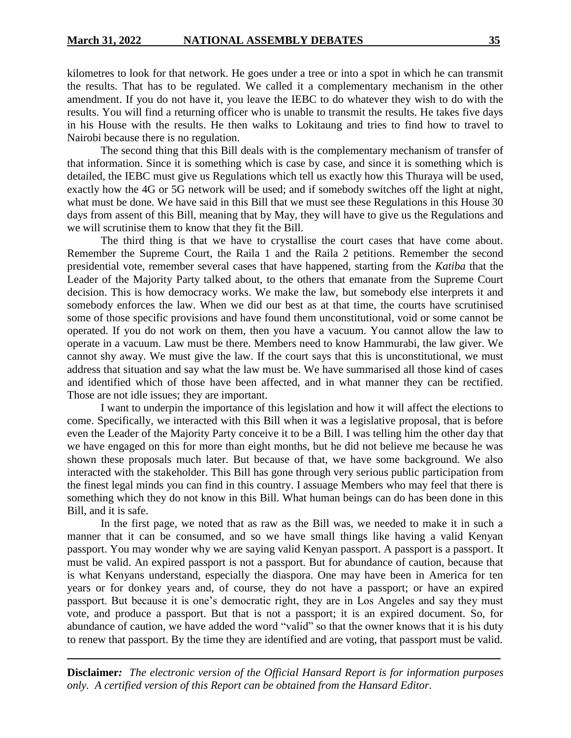kilometres to look for that network. He goes under a tree or into a spot in which he can transmit the results. That has to be regulated. We called it a complementary mechanism in the other amendment. If you do not have it, you leave the IEBC to do whatever they wish to do with the results. You will find a returning officer who is unable to transmit the results. He takes five days in his House with the results. He then walks to Lokitaung and tries to find how to travel to Nairobi because there is no regulation.

The second thing that this Bill deals with is the complementary mechanism of transfer of that information. Since it is something which is case by case, and since it is something which is detailed, the IEBC must give us Regulations which tell us exactly how this Thuraya will be used, exactly how the 4G or 5G network will be used; and if somebody switches off the light at night, what must be done. We have said in this Bill that we must see these Regulations in this House 30 days from assent of this Bill, meaning that by May, they will have to give us the Regulations and we will scrutinise them to know that they fit the Bill.

The third thing is that we have to crystallise the court cases that have come about. Remember the Supreme Court, the Raila 1 and the Raila 2 petitions. Remember the second presidential vote, remember several cases that have happened, starting from the *Katiba* that the Leader of the Majority Party talked about, to the others that emanate from the Supreme Court decision. This is how democracy works. We make the law, but somebody else interprets it and somebody enforces the law. When we did our best as at that time, the courts have scrutinised some of those specific provisions and have found them unconstitutional, void or some cannot be operated. If you do not work on them, then you have a vacuum. You cannot allow the law to operate in a vacuum. Law must be there. Members need to know Hammurabi, the law giver. We cannot shy away. We must give the law. If the court says that this is unconstitutional, we must address that situation and say what the law must be. We have summarised all those kind of cases and identified which of those have been affected, and in what manner they can be rectified. Those are not idle issues; they are important.

I want to underpin the importance of this legislation and how it will affect the elections to come. Specifically, we interacted with this Bill when it was a legislative proposal, that is before even the Leader of the Majority Party conceive it to be a Bill. I was telling him the other day that we have engaged on this for more than eight months, but he did not believe me because he was shown these proposals much later. But because of that, we have some background. We also interacted with the stakeholder. This Bill has gone through very serious public participation from the finest legal minds you can find in this country. I assuage Members who may feel that there is something which they do not know in this Bill. What human beings can do has been done in this Bill, and it is safe.

In the first page, we noted that as raw as the Bill was, we needed to make it in such a manner that it can be consumed, and so we have small things like having a valid Kenyan passport. You may wonder why we are saying valid Kenyan passport. A passport is a passport. It must be valid. An expired passport is not a passport. But for abundance of caution, because that is what Kenyans understand, especially the diaspora. One may have been in America for ten years or for donkey years and, of course, they do not have a passport; or have an expired passport. But because it is one's democratic right, they are in Los Angeles and say they must vote, and produce a passport. But that is not a passport; it is an expired document. So, for abundance of caution, we have added the word "valid" so that the owner knows that it is his duty to renew that passport. By the time they are identified and are voting, that passport must be valid.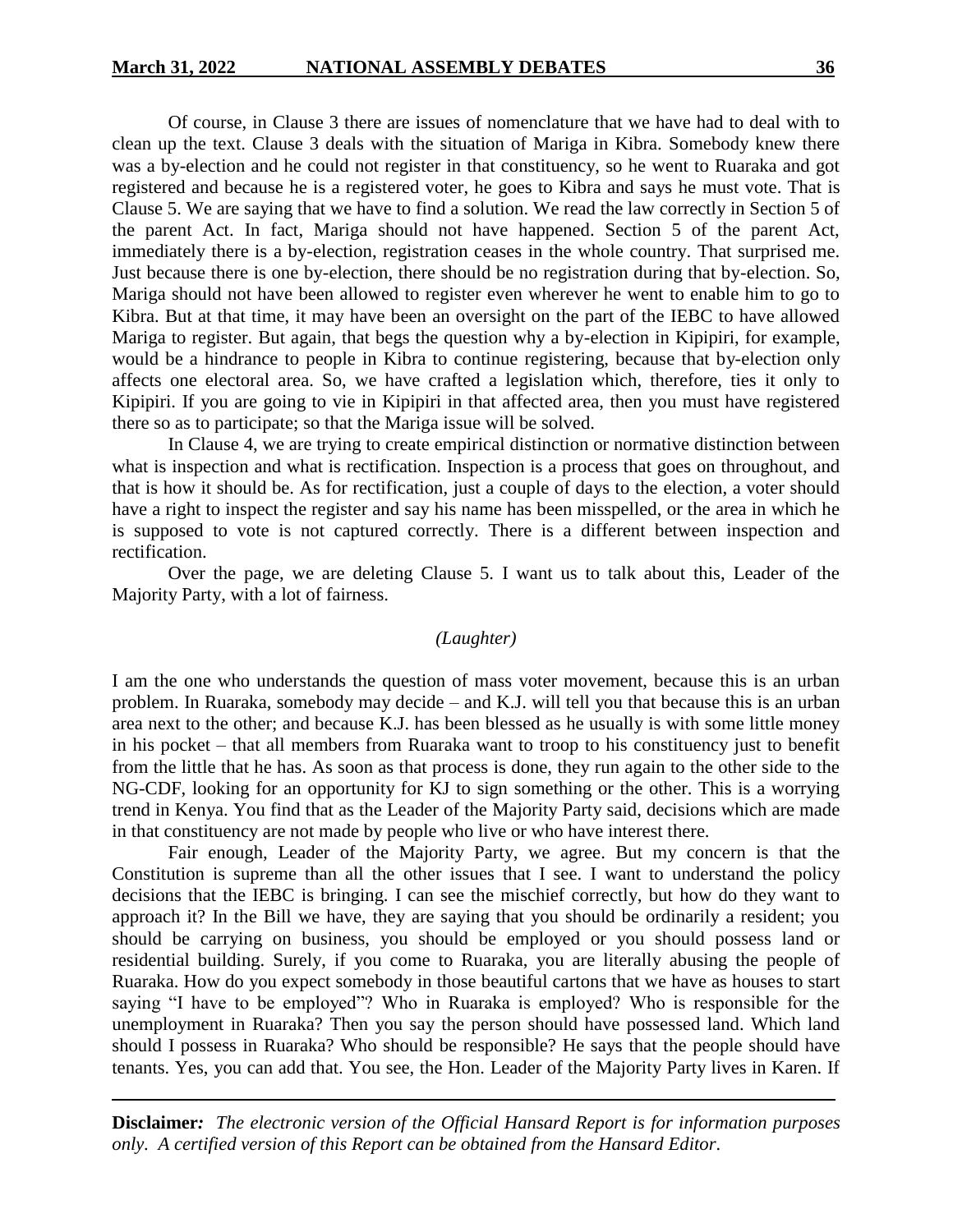Of course, in Clause 3 there are issues of nomenclature that we have had to deal with to clean up the text. Clause 3 deals with the situation of Mariga in Kibra. Somebody knew there was a by-election and he could not register in that constituency, so he went to Ruaraka and got registered and because he is a registered voter, he goes to Kibra and says he must vote. That is Clause 5. We are saying that we have to find a solution. We read the law correctly in Section 5 of the parent Act. In fact, Mariga should not have happened. Section 5 of the parent Act, immediately there is a by-election, registration ceases in the whole country. That surprised me. Just because there is one by-election, there should be no registration during that by-election. So, Mariga should not have been allowed to register even wherever he went to enable him to go to Kibra. But at that time, it may have been an oversight on the part of the IEBC to have allowed Mariga to register. But again, that begs the question why a by-election in Kipipiri, for example, would be a hindrance to people in Kibra to continue registering, because that by-election only affects one electoral area. So, we have crafted a legislation which, therefore, ties it only to Kipipiri. If you are going to vie in Kipipiri in that affected area, then you must have registered there so as to participate; so that the Mariga issue will be solved.

In Clause 4, we are trying to create empirical distinction or normative distinction between what is inspection and what is rectification. Inspection is a process that goes on throughout, and that is how it should be. As for rectification, just a couple of days to the election, a voter should have a right to inspect the register and say his name has been misspelled, or the area in which he is supposed to vote is not captured correctly. There is a different between inspection and rectification.

Over the page, we are deleting Clause 5. I want us to talk about this, Leader of the Majority Party, with a lot of fairness.

*(Laughter)*

I am the one who understands the question of mass voter movement, because this is an urban problem. In Ruaraka, somebody may decide – and K.J. will tell you that because this is an urban area next to the other; and because K.J. has been blessed as he usually is with some little money in his pocket – that all members from Ruaraka want to troop to his constituency just to benefit from the little that he has. As soon as that process is done, they run again to the other side to the NG-CDF, looking for an opportunity for KJ to sign something or the other. This is a worrying trend in Kenya. You find that as the Leader of the Majority Party said, decisions which are made in that constituency are not made by people who live or who have interest there.

Fair enough, Leader of the Majority Party, we agree. But my concern is that the Constitution is supreme than all the other issues that I see. I want to understand the policy decisions that the IEBC is bringing. I can see the mischief correctly, but how do they want to approach it? In the Bill we have, they are saying that you should be ordinarily a resident; you should be carrying on business, you should be employed or you should possess land or residential building. Surely, if you come to Ruaraka, you are literally abusing the people of Ruaraka. How do you expect somebody in those beautiful cartons that we have as houses to start saying "I have to be employed"? Who in Ruaraka is employed? Who is responsible for the unemployment in Ruaraka? Then you say the person should have possessed land. Which land should I possess in Ruaraka? Who should be responsible? He says that the people should have tenants. Yes, you can add that. You see, the Hon. Leader of the Majority Party lives in Karen. If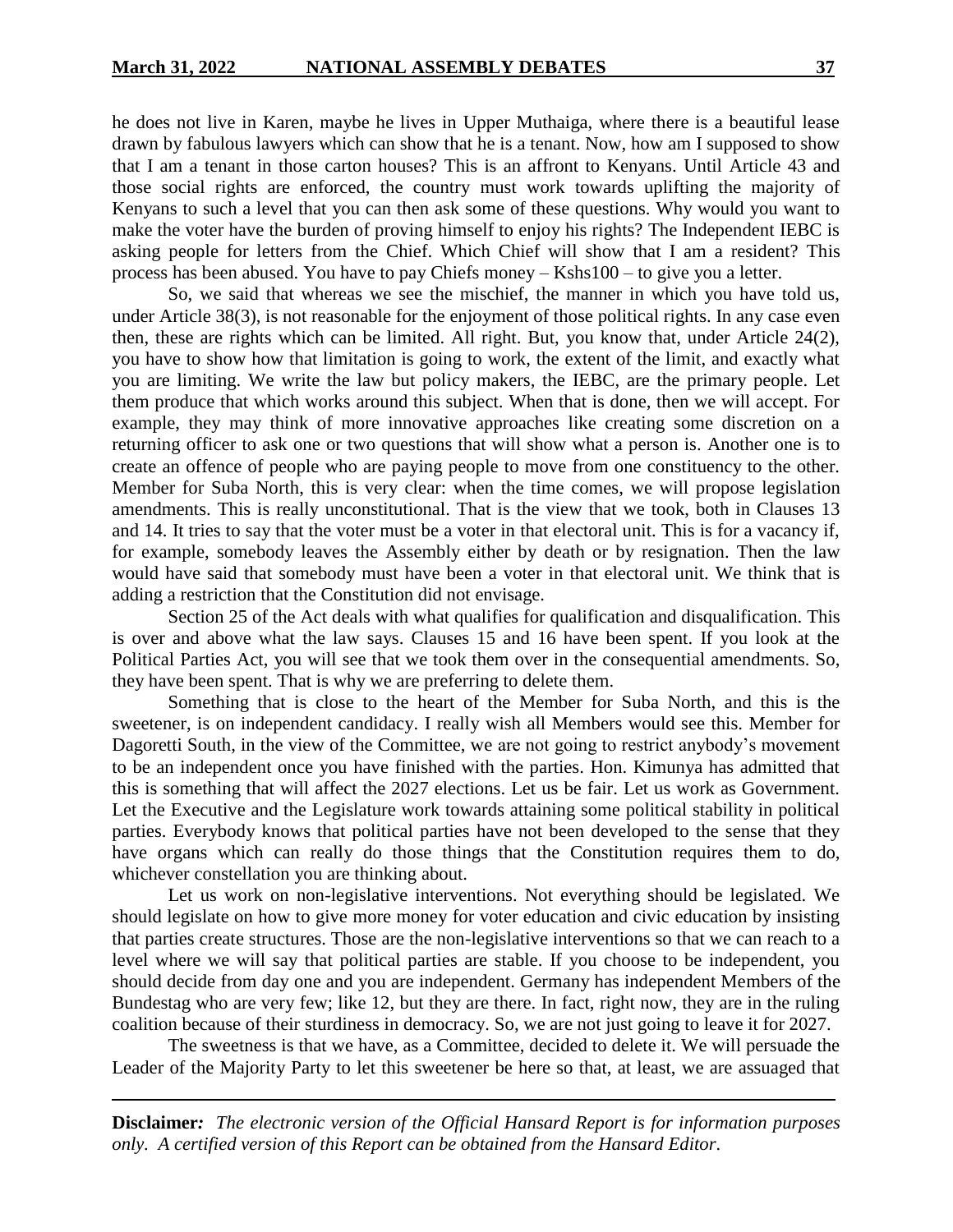he does not live in Karen, maybe he lives in Upper Muthaiga, where there is a beautiful lease drawn by fabulous lawyers which can show that he is a tenant. Now, how am I supposed to show that I am a tenant in those carton houses? This is an affront to Kenyans. Until Article 43 and those social rights are enforced, the country must work towards uplifting the majority of Kenyans to such a level that you can then ask some of these questions. Why would you want to make the voter have the burden of proving himself to enjoy his rights? The Independent IEBC is asking people for letters from the Chief. Which Chief will show that I am a resident? This process has been abused. You have to pay Chiefs money – Kshs100 – to give you a letter.

So, we said that whereas we see the mischief, the manner in which you have told us, under Article 38(3), is not reasonable for the enjoyment of those political rights. In any case even then, these are rights which can be limited. All right. But, you know that, under Article 24(2), you have to show how that limitation is going to work, the extent of the limit, and exactly what you are limiting. We write the law but policy makers, the IEBC, are the primary people. Let them produce that which works around this subject. When that is done, then we will accept. For example, they may think of more innovative approaches like creating some discretion on a returning officer to ask one or two questions that will show what a person is. Another one is to create an offence of people who are paying people to move from one constituency to the other. Member for Suba North, this is very clear: when the time comes, we will propose legislation amendments. This is really unconstitutional. That is the view that we took, both in Clauses 13 and 14. It tries to say that the voter must be a voter in that electoral unit. This is for a vacancy if, for example, somebody leaves the Assembly either by death or by resignation. Then the law would have said that somebody must have been a voter in that electoral unit. We think that is adding a restriction that the Constitution did not envisage.

Section 25 of the Act deals with what qualifies for qualification and disqualification. This is over and above what the law says. Clauses 15 and 16 have been spent. If you look at the Political Parties Act, you will see that we took them over in the consequential amendments. So, they have been spent. That is why we are preferring to delete them.

Something that is close to the heart of the Member for Suba North, and this is the sweetener, is on independent candidacy. I really wish all Members would see this. Member for Dagoretti South, in the view of the Committee, we are not going to restrict anybody's movement to be an independent once you have finished with the parties. Hon. Kimunya has admitted that this is something that will affect the 2027 elections. Let us be fair. Let us work as Government. Let the Executive and the Legislature work towards attaining some political stability in political parties. Everybody knows that political parties have not been developed to the sense that they have organs which can really do those things that the Constitution requires them to do, whichever constellation you are thinking about.

Let us work on non-legislative interventions. Not everything should be legislated. We should legislate on how to give more money for voter education and civic education by insisting that parties create structures. Those are the non-legislative interventions so that we can reach to a level where we will say that political parties are stable. If you choose to be independent, you should decide from day one and you are independent. Germany has independent Members of the Bundestag who are very few; like 12, but they are there. In fact, right now, they are in the ruling coalition because of their sturdiness in democracy. So, we are not just going to leave it for 2027.

The sweetness is that we have, as a Committee, decided to delete it. We will persuade the Leader of the Majority Party to let this sweetener be here so that, at least, we are assuaged that

**Disclaimer***:* *The electronic version of the Official Hansard Report is for information purposes only. A certified version of this Report can be obtained from the Hansard Editor.*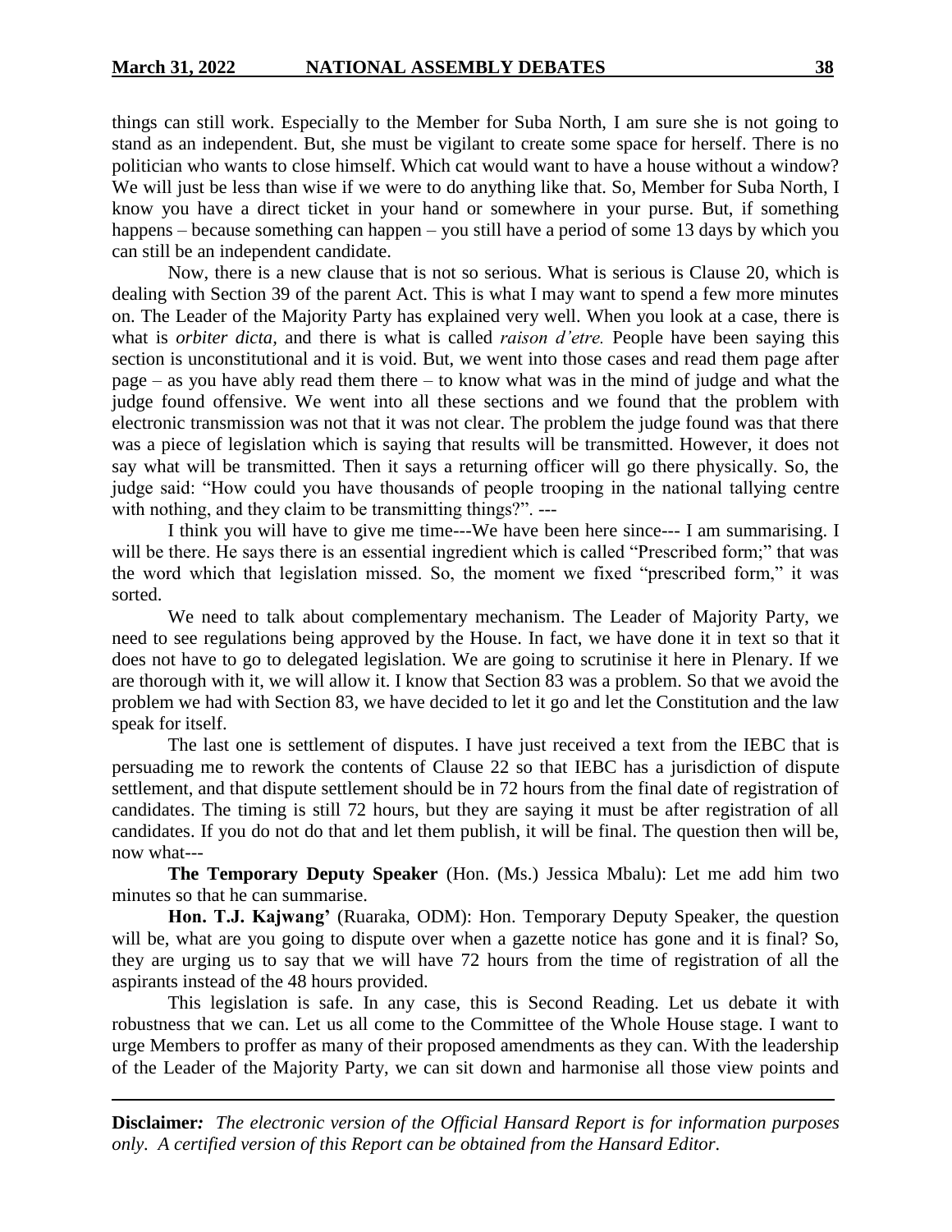things can still work. Especially to the Member for Suba North, I am sure she is not going to stand as an independent. But, she must be vigilant to create some space for herself. There is no politician who wants to close himself. Which cat would want to have a house without a window? We will just be less than wise if we were to do anything like that. So, Member for Suba North, I know you have a direct ticket in your hand or somewhere in your purse. But, if something happens – because something can happen – you still have a period of some 13 days by which you can still be an independent candidate.

Now, there is a new clause that is not so serious. What is serious is Clause 20, which is dealing with Section 39 of the parent Act. This is what I may want to spend a few more minutes on. The Leader of the Majority Party has explained very well. When you look at a case, there is what is *orbiter dicta*, and there is what is called *raison d'etre.* People have been saying this section is unconstitutional and it is void. But, we went into those cases and read them page after page – as you have ably read them there – to know what was in the mind of judge and what the judge found offensive. We went into all these sections and we found that the problem with electronic transmission was not that it was not clear. The problem the judge found was that there was a piece of legislation which is saying that results will be transmitted. However, it does not say what will be transmitted. Then it says a returning officer will go there physically. So, the judge said: "How could you have thousands of people trooping in the national tallying centre with nothing, and they claim to be transmitting things?". ---

I think you will have to give me time---We have been here since--- I am summarising. I will be there. He says there is an essential ingredient which is called "Prescribed form;" that was the word which that legislation missed. So, the moment we fixed "prescribed form," it was sorted.

We need to talk about complementary mechanism. The Leader of Majority Party, we need to see regulations being approved by the House. In fact, we have done it in text so that it does not have to go to delegated legislation. We are going to scrutinise it here in Plenary. If we are thorough with it, we will allow it. I know that Section 83 was a problem. So that we avoid the problem we had with Section 83, we have decided to let it go and let the Constitution and the law speak for itself.

The last one is settlement of disputes. I have just received a text from the IEBC that is persuading me to rework the contents of Clause 22 so that IEBC has a jurisdiction of dispute settlement, and that dispute settlement should be in 72 hours from the final date of registration of candidates. The timing is still 72 hours, but they are saying it must be after registration of all candidates. If you do not do that and let them publish, it will be final. The question then will be, now what---

**The Temporary Deputy Speaker** (Hon. (Ms.) Jessica Mbalu): Let me add him two minutes so that he can summarise.

**Hon. T.J. Kajwang'** (Ruaraka, ODM): Hon. Temporary Deputy Speaker, the question will be, what are you going to dispute over when a gazette notice has gone and it is final? So, they are urging us to say that we will have 72 hours from the time of registration of all the aspirants instead of the 48 hours provided.

This legislation is safe. In any case, this is Second Reading. Let us debate it with robustness that we can. Let us all come to the Committee of the Whole House stage. I want to urge Members to proffer as many of their proposed amendments as they can. With the leadership of the Leader of the Majority Party, we can sit down and harmonise all those view points and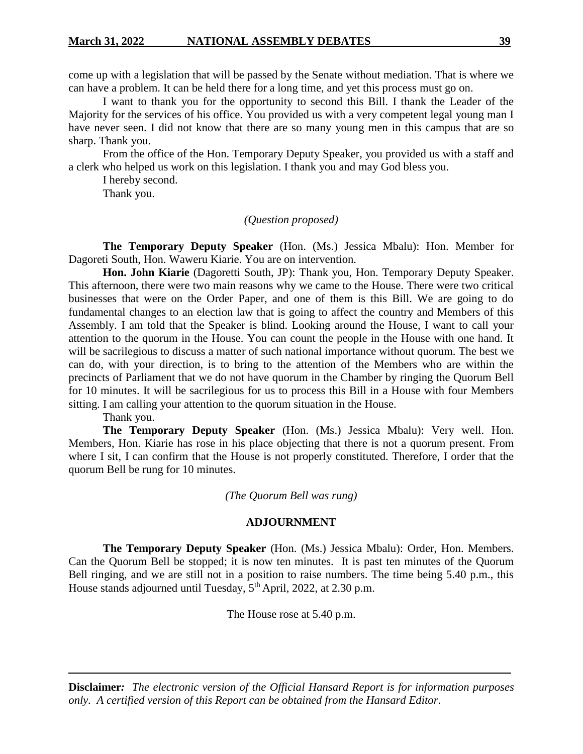come up with a legislation that will be passed by the Senate without mediation. That is where we can have a problem. It can be held there for a long time, and yet this process must go on.

I want to thank you for the opportunity to second this Bill. I thank the Leader of the Majority for the services of his office. You provided us with a very competent legal young man I have never seen. I did not know that there are so many young men in this campus that are so sharp. Thank you.

From the office of the Hon. Temporary Deputy Speaker, you provided us with a staff and a clerk who helped us work on this legislation. I thank you and may God bless you.

I hereby second.

Thank you.

*(Question proposed)*

**The Temporary Deputy Speaker** (Hon. (Ms.) Jessica Mbalu): Hon. Member for Dagoreti South, Hon. Waweru Kiarie. You are on intervention.

**Hon. John Kiarie** (Dagoretti South, JP): Thank you, Hon. Temporary Deputy Speaker. This afternoon, there were two main reasons why we came to the House. There were two critical businesses that were on the Order Paper, and one of them is this Bill. We are going to do fundamental changes to an election law that is going to affect the country and Members of this Assembly. I am told that the Speaker is blind. Looking around the House, I want to call your attention to the quorum in the House. You can count the people in the House with one hand. It will be sacrilegious to discuss a matter of such national importance without quorum. The best we can do, with your direction, is to bring to the attention of the Members who are within the precincts of Parliament that we do not have quorum in the Chamber by ringing the Quorum Bell for 10 minutes. It will be sacrilegious for us to process this Bill in a House with four Members sitting. I am calling your attention to the quorum situation in the House.

Thank you.

**The Temporary Deputy Speaker** (Hon. (Ms.) Jessica Mbalu): Very well. Hon. Members, Hon. Kiarie has rose in his place objecting that there is not a quorum present. From where I sit, I can confirm that the House is not properly constituted. Therefore, I order that the quorum Bell be rung for 10 minutes.

*(The Quorum Bell was rung)*

## ADJOURNMENT

**The Temporary Deputy Speaker** (Hon. (Ms.) Jessica Mbalu): Order, Hon. Members. Can the Quorum Bell be stopped; it is now ten minutes. It is past ten minutes of the Quorum Bell ringing, and we are still not in a position to raise numbers. The time being 5.40 p.m., this House stands adjourned until Tuesday, 5th April, 2022, at 2.30 p.m.

The House rose at 5.40 p.m.

**Disclaimer***:* *The electronic version of the Official Hansard Report is for information purposes only. A certified version of this Report can be obtained from the Hansard Editor.*